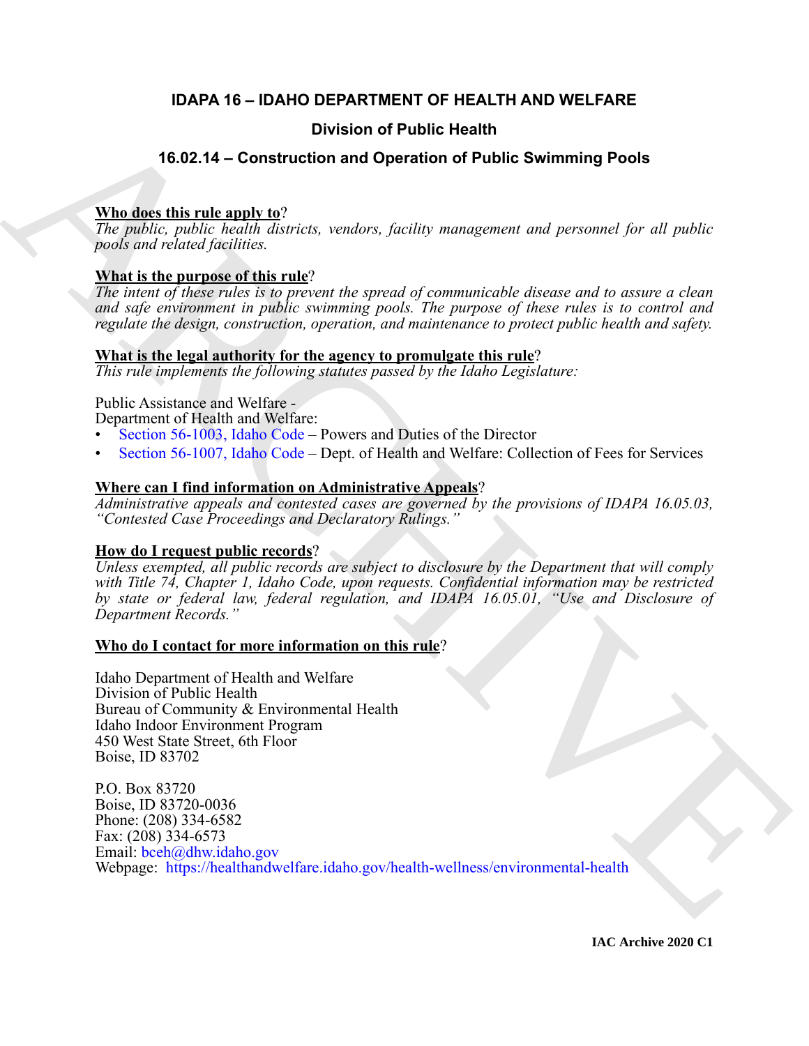# IDAPA 16 – IDAHO DEPARTMENT OF HEALTH AND WELFARE

## Division of Public Health

## 16.02.14 – Construction and Operation of Public Swimming Pools

**Who does this rule apply to**?

*The public, public health districts, vendors, facility management and personnel for all public pools and related facilities.*

**What is the purpose of this rule**?

*The intent of these rules is to prevent the spread of communicable disease and to assure a clean and safe environment in public swimming pools. The purpose of these rules is to control and regulate the design, construction, operation, and maintenance to protect public health and safety.*

**What is the legal authority for the agency to promulgate this rule**?

*This rule implements the following statutes passed by the Idaho Legislature:*

Public Assistance and Welfare -
Department of Health and Welfare:

- Section 56-1003, Idaho Code – Powers and Duties of the Director
- Section 56-1007, Idaho Code – Dept. of Health and Welfare: Collection of Fees for Services

**Where can I find information on Administrative Appeals**?

*Administrative appeals and contested cases are governed by the provisions of IDAPA 16.05.03, "Contested Case Proceedings and Declaratory Rulings."*

**How do I request public records**?

*Unless exempted, all public records are subject to disclosure by the Department that will comply with Title 74, Chapter 1, Idaho Code, upon requests. Confidential information may be restricted by state or federal law, federal regulation, and IDAPA 16.05.01, "Use and Disclosure of Department Records."*

**Who do I contact for more information on this rule**?

Idaho Department of Health and Welfare
Division of Public Health
Bureau of Community & Environmental Health
Idaho Indoor Environment Program
450 West State Street, 6th Floor
Boise, ID 83702

P.O. Box 83720
Boise, ID 83720-0036
Phone: (208) 334-6582
Fax: (208) 334-6573
Email: bceh@dhw.idaho.gov
Webpage: https://healthandwelfare.idaho.gov/health-wellness/environmental-health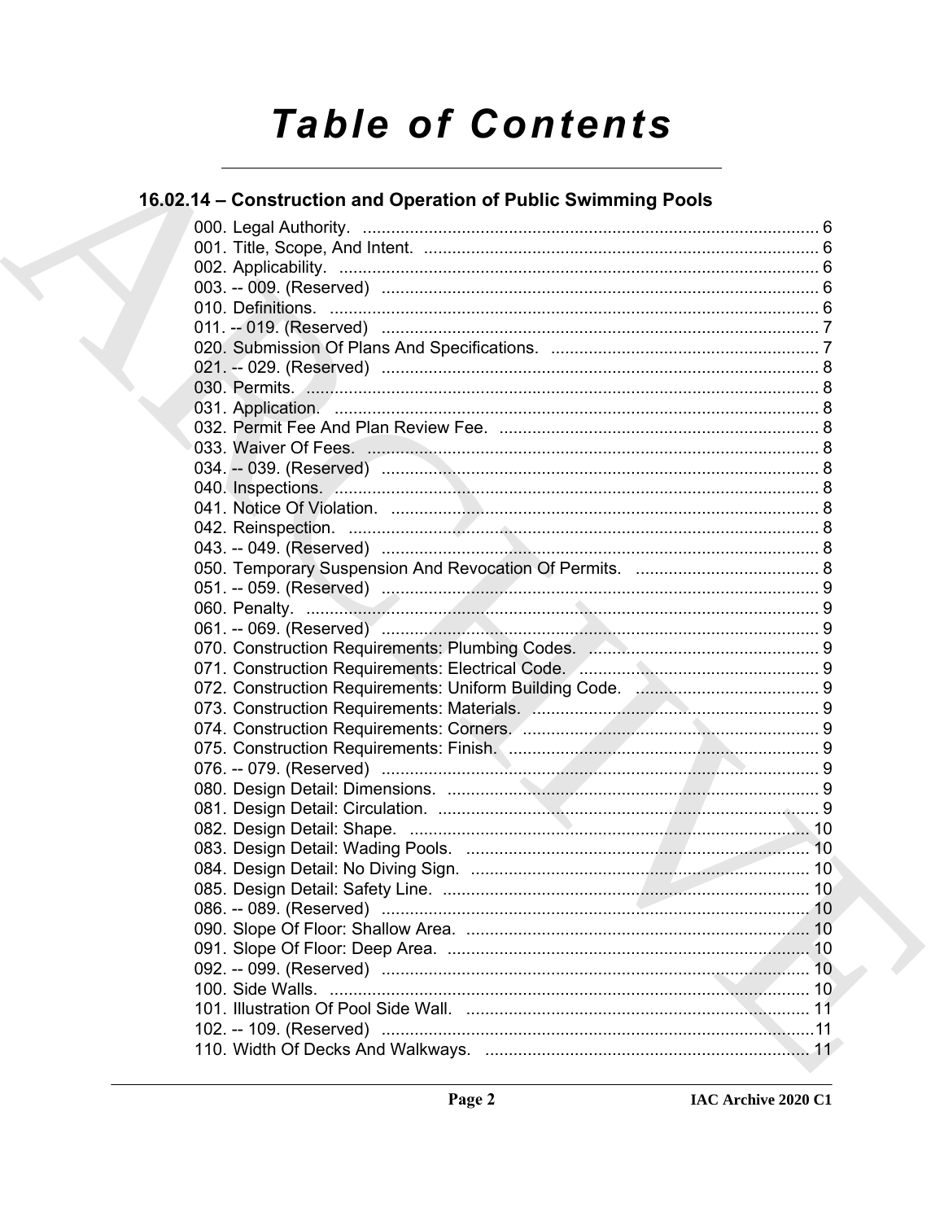# Table of Contents

## 16.02.14 – Construction and Operation of Public Swimming Pools

000. Legal Authority. ........................................................................................ 6
001. Title, Scope, And Intent. ............................................................................ 6
002. Applicability. ............................................................................................. 6
003. -- 009. (Reserved) ..................................................................................... 6
010. Definitions. ................................................................................................ 6
011. -- 019. (Reserved) ..................................................................................... 7
020. Submission Of Plans And Specifications. .................................................. 7
021. -- 029. (Reserved) ..................................................................................... 8
030. Permits. ..................................................................................................... 8
031. Application. ............................................................................................... 8
032. Permit Fee And Plan Review Fee. ............................................................. 8
033. Waiver Of Fees. ........................................................................................ 8
034. -- 039. (Reserved) ..................................................................................... 8
040. Inspections. ............................................................................................... 8
041. Notice Of Violation. ................................................................................... 8
042. Reinspection. ............................................................................................ 8
043. -- 049. (Reserved) ..................................................................................... 8
050. Temporary Suspension And Revocation Of Permits. ................................. 8
051. -- 059. (Reserved) ..................................................................................... 9
060. Penalty. ..................................................................................................... 9
061. -- 069. (Reserved) ..................................................................................... 9
070. Construction Requirements: Plumbing Codes. .......................................... 9
071. Construction Requirements: Electrical Code. ............................................ 9
072. Construction Requirements: Uniform Building Code. ................................ 9
073. Construction Requirements: Materials. ...................................................... 9
074. Construction Requirements: Corners. ........................................................ 9
075. Construction Requirements: Finish. ........................................................... 9
076. -- 079. (Reserved) ..................................................................................... 9
080. Design Detail: Dimensions. ........................................................................ 9
081. Design Detail: Circulation. .......................................................................... 9
082. Design Detail: Shape. ............................................................................... 10
083. Design Detail: Wading Pools. ................................................................... 10
084. Design Detail: No Diving Sign. ................................................................. 10
085. Design Detail: Safety Line. ....................................................................... 10
086. -- 089. (Reserved) .................................................................................... 10
090. Slope Of Floor: Shallow Area. .................................................................. 10
091. Slope Of Floor: Deep Area. ...................................................................... 10
092. -- 099. (Reserved) .................................................................................... 10
100. Side Walls. ............................................................................................... 10
101. Illustration Of Pool Side Wall. ................................................................... 11
102. -- 109. (Reserved) .................................................................................... 11
110. Width Of Decks And Walkways. ................................................................ 11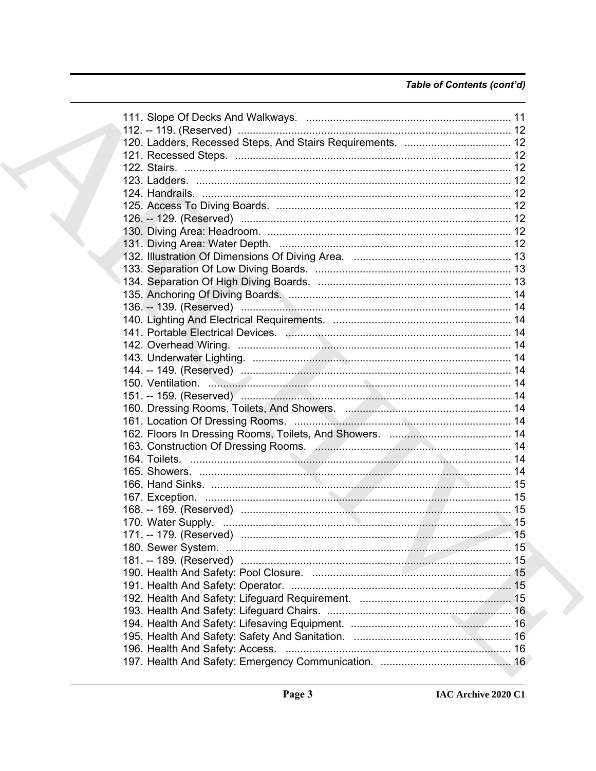*Table of Contents (cont'd)*

111. Slope Of Decks And Walkways. ..................................................................... 11
112. -- 119. (Reserved) ............................................................................................ 12
120. Ladders, Recessed Steps, And Stairs Requirements. .................................... 12
121. Recessed Steps. .............................................................................................. 12
122. Stairs. ............................................................................................................... 12
123. Ladders. ........................................................................................................... 12
124. Handrails. ........................................................................................................ 12
125. Access To Diving Boards. ............................................................................... 12
126. -- 129. (Reserved) ............................................................................................ 12
130. Diving Area: Headroom. .................................................................................. 12
131. Diving Area: Water Depth. .............................................................................. 12
132. Illustration Of Dimensions Of Diving Area. ..................................................... 13
133. Separation Of Low Diving Boards. .................................................................. 13
134. Separation Of High Diving Boards. ................................................................. 13
135. Anchoring Of Diving Boards. ........................................................................... 14
136. -- 139. (Reserved) ............................................................................................ 14
140. Lighting And Electrical Requirements. ............................................................ 14
141. Portable Electrical Devices. ............................................................................ 14
142. Overhead Wiring. ............................................................................................ 14
143. Underwater Lighting. ....................................................................................... 14
144. -- 149. (Reserved) ............................................................................................ 14
150. Ventilation. ...................................................................................................... 14
151. -- 159. (Reserved) ............................................................................................ 14
160. Dressing Rooms, Toilets, And Showers. ........................................................ 14
161. Location Of Dressing Rooms. ......................................................................... 14
162. Floors In Dressing Rooms, Toilets, And Showers. ......................................... 14
163. Construction Of Dressing Rooms. .................................................................. 14
164. Toilets. ............................................................................................................ 14
165. Showers. ......................................................................................................... 14
166. Hand Sinks. ..................................................................................................... 15
167. Exception. ....................................................................................................... 15
168. -- 169. (Reserved) ............................................................................................ 15
170. Water Supply. ................................................................................................. 15
171. -- 179. (Reserved) ............................................................................................ 15
180. Sewer System. ................................................................................................ 15
181. -- 189. (Reserved) ............................................................................................ 15
190. Health And Safety: Pool Closure. ................................................................... 15
191. Health And Safety: Operator. .......................................................................... 15
192. Health And Safety: Lifeguard Requirement. ................................................... 15
193. Health And Safety: Lifeguard Chairs. .............................................................. 16
194. Health And Safety: Lifesaving Equipment. ...................................................... 16
195. Health And Safety: Safety And Sanitation. ..................................................... 16
196. Health And Safety: Access. ............................................................................ 16
197. Health And Safety: Emergency Communication. ............................................ 16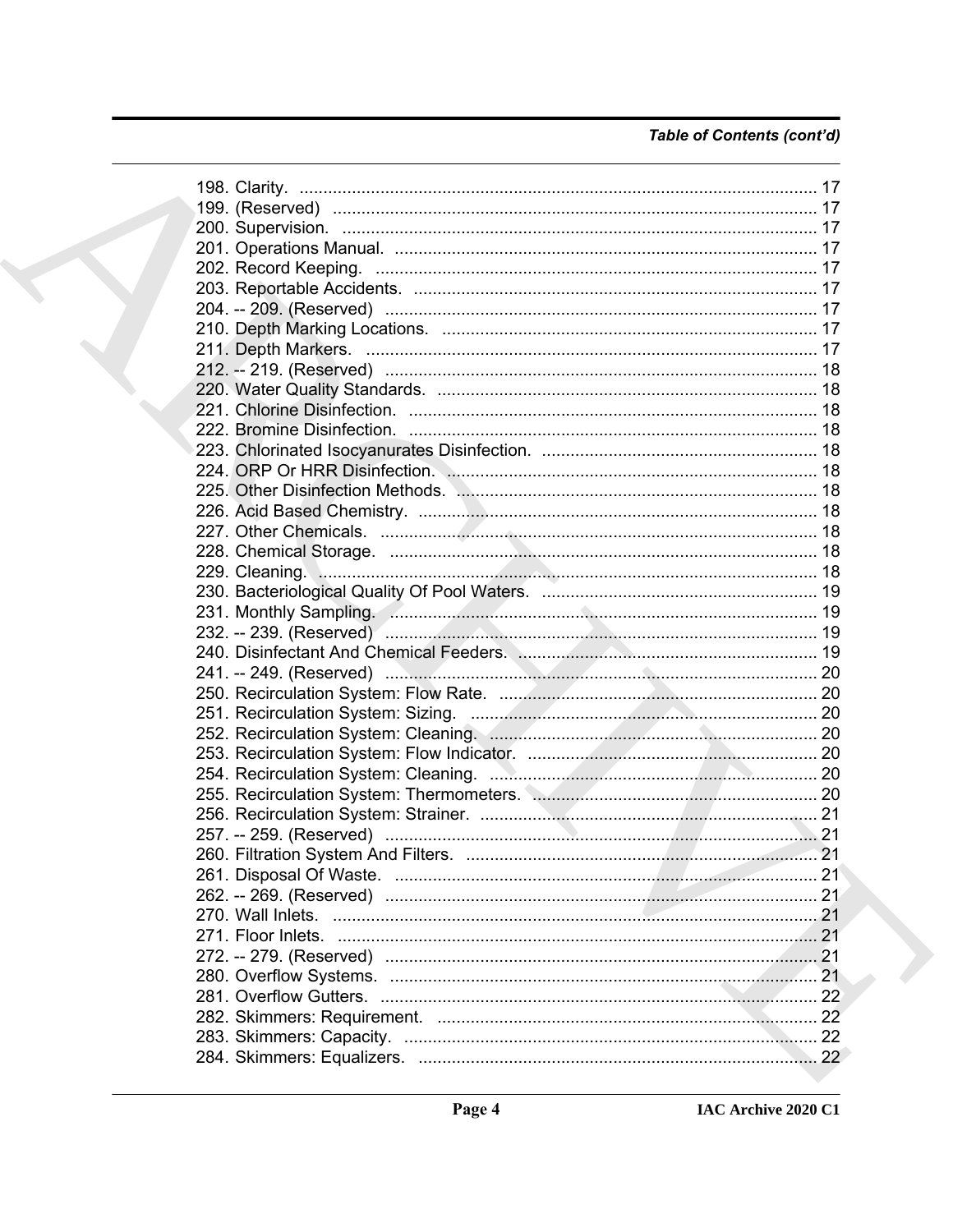*Table of Contents (cont'd)*

198. Clarity. ............................................................................................................ 17
199. (Reserved) ..................................................................................................... 17
200. Supervision. ................................................................................................... 17
201. Operations Manual. ........................................................................................ 17
202. Record Keeping. ............................................................................................ 17
203. Reportable Accidents. .................................................................................... 17
204. -- 209. (Reserved) .......................................................................................... 17
210. Depth Marking Locations. .............................................................................. 17
211. Depth Markers. .............................................................................................. 17
212. -- 219. (Reserved) .......................................................................................... 18
220. Water Quality Standards. ............................................................................... 18
221. Chlorine Disinfection. ..................................................................................... 18
222. Bromine Disinfection. ..................................................................................... 18
223. Chlorinated Isocyanurates Disinfection. .......................................................... 18
224. ORP Or HRR Disinfection. ............................................................................. 18
225. Other Disinfection Methods. ........................................................................... 18
226. Acid Based Chemistry. ................................................................................... 18
227. Other Chemicals. ........................................................................................... 18
228. Chemical Storage. ......................................................................................... 18
229. Cleaning. ....................................................................................................... 18
230. Bacteriological Quality Of Pool Waters. .......................................................... 19
231. Monthly Sampling. ......................................................................................... 19
232. -- 239. (Reserved) .......................................................................................... 19
240. Disinfectant And Chemical Feeders. .............................................................. 19
241. -- 249. (Reserved) .......................................................................................... 20
250. Recirculation System: Flow Rate. .................................................................. 20
251. Recirculation System: Sizing. ........................................................................ 20
252. Recirculation System: Cleaning. .................................................................... 20
253. Recirculation System: Flow Indicator. ............................................................ 20
254. Recirculation System: Cleaning. .................................................................... 20
255. Recirculation System: Thermometers. ........................................................... 20
256. Recirculation System: Strainer. ...................................................................... 21
257. -- 259. (Reserved) .......................................................................................... 21
260. Filtration System And Filters. ......................................................................... 21
261. Disposal Of Waste. ........................................................................................ 21
262. -- 269. (Reserved) .......................................................................................... 21
270. Wall Inlets. ..................................................................................................... 21
271. Floor Inlets. .................................................................................................... 21
272. -- 279. (Reserved) .......................................................................................... 21
280. Overflow Systems. ......................................................................................... 21
281. Overflow Gutters. ........................................................................................... 22
282. Skimmers: Requirement. ............................................................................... 22
283. Skimmers: Capacity. ...................................................................................... 22
284. Skimmers: Equalizers. ................................................................................... 22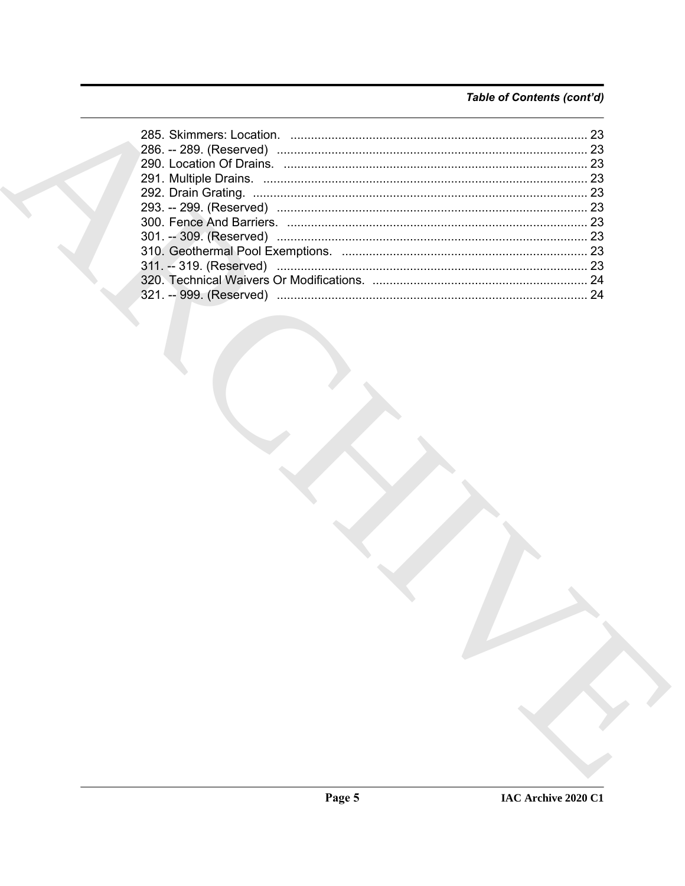*Table of Contents (cont'd)*

285. Skimmers: Location. ..................................................................................... 23
286. -- 289. (Reserved) ........................................................................................ 23
290. Location Of Drains. ....................................................................................... 23
291. Multiple Drains. ............................................................................................ 23
292. Drain Grating. ............................................................................................... 23
293. -- 299. (Reserved) ........................................................................................ 23
300. Fence And Barriers. ..................................................................................... 23
301. -- 309. (Reserved) ........................................................................................ 23
310. Geothermal Pool Exemptions. ...................................................................... 23
311. -- 319. (Reserved) ........................................................................................ 23
320. Technical Waivers Or Modifications. ............................................................ 24
321. -- 999. (Reserved) ........................................................................................ 24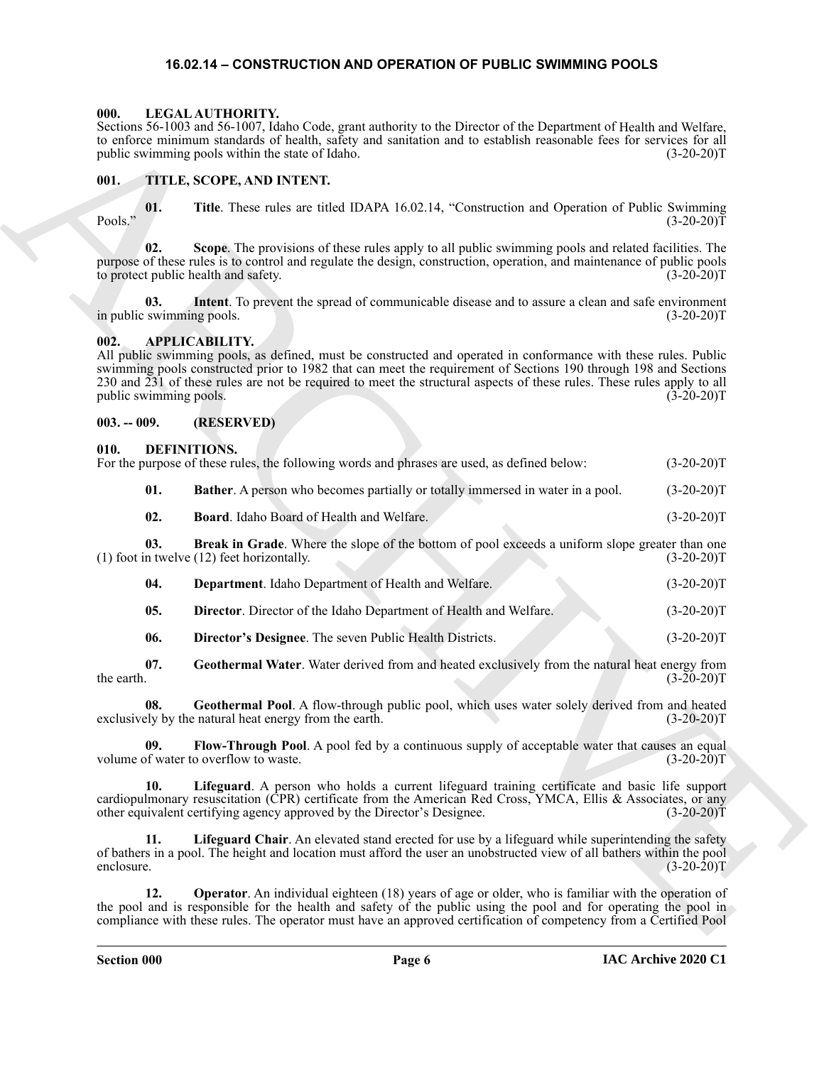## 16.02.14 – CONSTRUCTION AND OPERATION OF PUBLIC SWIMMING POOLS

### 000. LEGAL AUTHORITY.

Sections 56-1003 and 56-1007, Idaho Code, grant authority to the Director of the Department of Health and Welfare, to enforce minimum standards of health, safety and sanitation and to establish reasonable fees for services for all public swimming pools within the state of Idaho. (3-20-20)T

### 001. TITLE, SCOPE, AND INTENT.

**01. Title**. These rules are titled IDAPA 16.02.14, "Construction and Operation of Public Swimming Pools." (3-20-20)T

**02. Scope**. The provisions of these rules apply to all public swimming pools and related facilities. The purpose of these rules is to control and regulate the design, construction, operation, and maintenance of public pools to protect public health and safety. (3-20-20)T

**03. Intent**. To prevent the spread of communicable disease and to assure a clean and safe environment in public swimming pools. (3-20-20)T

### 002. APPLICABILITY.

All public swimming pools, as defined, must be constructed and operated in conformance with these rules. Public swimming pools constructed prior to 1982 that can meet the requirement of Sections 190 through 198 and Sections 230 and 231 of these rules are not be required to meet the structural aspects of these rules. These rules apply to all public swimming pools. (3-20-20)T

### 003. -- 009. (RESERVED)

### 010. DEFINITIONS.

For the purpose of these rules, the following words and phrases are used, as defined below: (3-20-20)T

**01. Bather**. A person who becomes partially or totally immersed in water in a pool. (3-20-20)T

**02. Board**. Idaho Board of Health and Welfare. (3-20-20)T

**03. Break in Grade**. Where the slope of the bottom of pool exceeds a uniform slope greater than one (1) foot in twelve (12) feet horizontally. (3-20-20)T

**04. Department**. Idaho Department of Health and Welfare. (3-20-20)T

**05. Director**. Director of the Idaho Department of Health and Welfare. (3-20-20)T

**06. Director's Designee**. The seven Public Health Districts. (3-20-20)T

**07. Geothermal Water**. Water derived from and heated exclusively from the natural heat energy from the earth. (3-20-20)T

**08. Geothermal Pool**. A flow-through public pool, which uses water solely derived from and heated exclusively by the natural heat energy from the earth. (3-20-20)T

**09. Flow-Through Pool**. A pool fed by a continuous supply of acceptable water that causes an equal volume of water to overflow to waste. (3-20-20)T

**10. Lifeguard**. A person who holds a current lifeguard training certificate and basic life support cardiopulmonary resuscitation (CPR) certificate from the American Red Cross, YMCA, Ellis & Associates, or any other equivalent certifying agency approved by the Director's Designee. (3-20-20)T

**11. Lifeguard Chair**. An elevated stand erected for use by a lifeguard while superintending the safety of bathers in a pool. The height and location must afford the user an unobstructed view of all bathers within the pool enclosure. (3-20-20)T

**12. Operator**. An individual eighteen (18) years of age or older, who is familiar with the operation of the pool and is responsible for the health and safety of the public using the pool and for operating the pool in compliance with these rules. The operator must have an approved certification of competency from a Certified Pool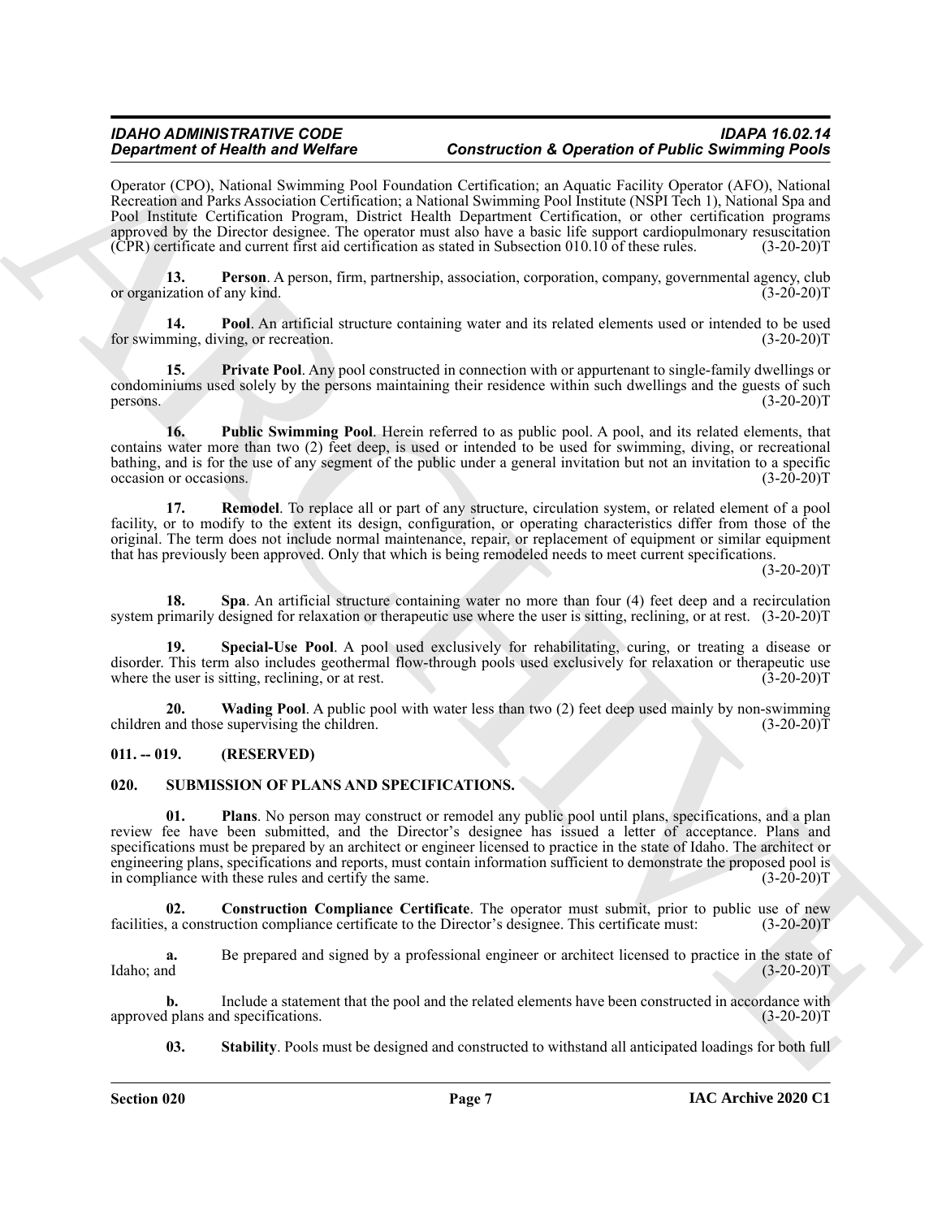Operator (CPO), National Swimming Pool Foundation Certification; an Aquatic Facility Operator (AFO), National Recreation and Parks Association Certification; a National Swimming Pool Institute (NSPI Tech 1), National Spa and Pool Institute Certification Program, District Health Department Certification, or other certification programs approved by the Director designee. The operator must also have a basic life support cardiopulmonary resuscitation (CPR) certificate and current first aid certification as stated in Subsection 010.10 of these rules. (3-20-20)T

**13. Person**. A person, firm, partnership, association, corporation, company, governmental agency, club or organization of any kind. (3-20-20)T

**14. Pool**. An artificial structure containing water and its related elements used or intended to be used for swimming, diving, or recreation. (3-20-20)T

**15. Private Pool**. Any pool constructed in connection with or appurtenant to single-family dwellings or condominiums used solely by the persons maintaining their residence within such dwellings and the guests of such persons. (3-20-20)T

**16. Public Swimming Pool**. Herein referred to as public pool. A pool, and its related elements, that contains water more than two (2) feet deep, is used or intended to be used for swimming, diving, or recreational bathing, and is for the use of any segment of the public under a general invitation but not an invitation to a specific occasion or occasions. (3-20-20)T

**17. Remodel**. To replace all or part of any structure, circulation system, or related element of a pool facility, or to modify to the extent its design, configuration, or operating characteristics differ from those of the original. The term does not include normal maintenance, repair, or replacement of equipment or similar equipment that has previously been approved. Only that which is being remodeled needs to meet current specifications. (3-20-20)T

**18. Spa**. An artificial structure containing water no more than four (4) feet deep and a recirculation system primarily designed for relaxation or therapeutic use where the user is sitting, reclining, or at rest. (3-20-20)T

**19. Special-Use Pool**. A pool used exclusively for rehabilitating, curing, or treating a disease or disorder. This term also includes geothermal flow-through pools used exclusively for relaxation or therapeutic use where the user is sitting, reclining, or at rest. (3-20-20)T

**20. Wading Pool**. A public pool with water less than two (2) feet deep used mainly by non-swimming children and those supervising the children. (3-20-20)T

## 011. -- 019. (RESERVED)

## 020. SUBMISSION OF PLANS AND SPECIFICATIONS.

**01. Plans**. No person may construct or remodel any public pool until plans, specifications, and a plan review fee have been submitted, and the Director's designee has issued a letter of acceptance. Plans and specifications must be prepared by an architect or engineer licensed to practice in the state of Idaho. The architect or engineering plans, specifications and reports, must contain information sufficient to demonstrate the proposed pool is in compliance with these rules and certify the same. (3-20-20)T

**02. Construction Compliance Certificate**. The operator must submit, prior to public use of new facilities, a construction compliance certificate to the Director's designee. This certificate must: (3-20-20)T

**a.** Be prepared and signed by a professional engineer or architect licensed to practice in the state of Idaho; and (3-20-20)T

**b.** Include a statement that the pool and the related elements have been constructed in accordance with approved plans and specifications. (3-20-20)T

**03. Stability**. Pools must be designed and constructed to withstand all anticipated loadings for both full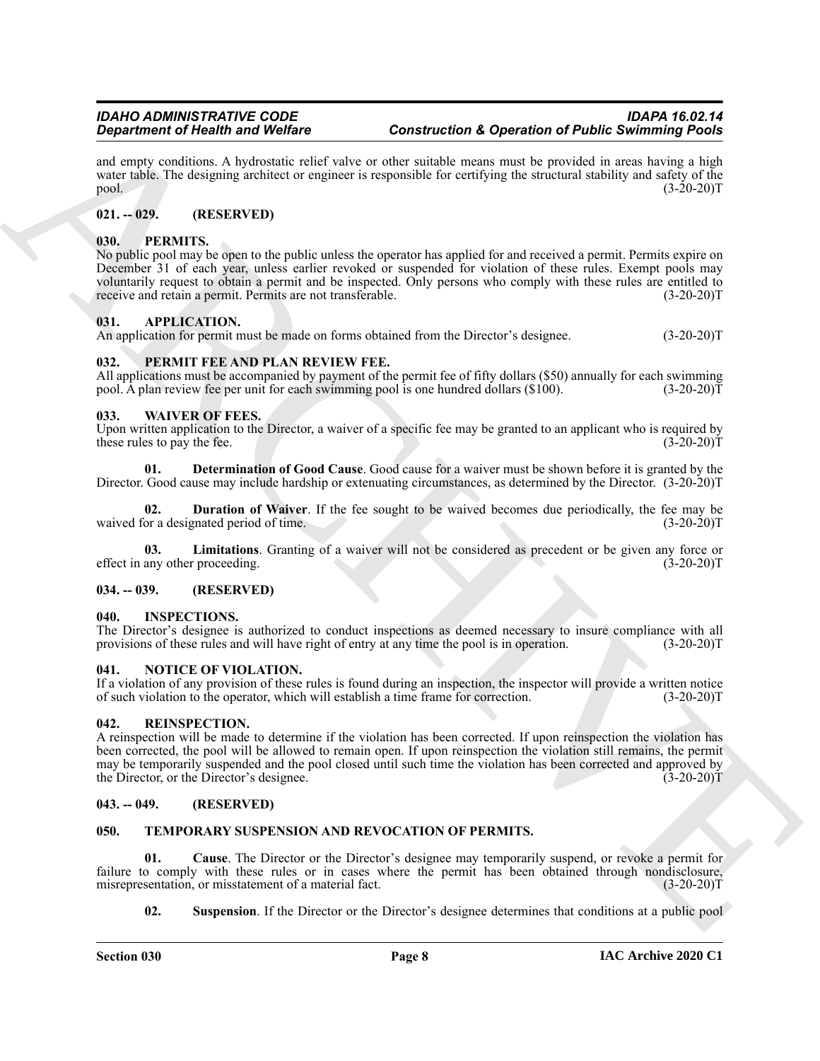and empty conditions. A hydrostatic relief valve or other suitable means must be provided in areas having a high water table. The designing architect or engineer is responsible for certifying the structural stability and safety of the pool. (3-20-20)T

## 021. -- 029. (RESERVED)

## 030. PERMITS.

No public pool may be open to the public unless the operator has applied for and received a permit. Permits expire on December 31 of each year, unless earlier revoked or suspended for violation of these rules. Exempt pools may voluntarily request to obtain a permit and be inspected. Only persons who comply with these rules are entitled to receive and retain a permit. Permits are not transferable. (3-20-20)T

## 031. APPLICATION.

An application for permit must be made on forms obtained from the Director's designee. (3-20-20)T

## 032. PERMIT FEE AND PLAN REVIEW FEE.

All applications must be accompanied by payment of the permit fee of fifty dollars ($50) annually for each swimming pool. A plan review fee per unit for each swimming pool is one hundred dollars ($100). (3-20-20)T

## 033. WAIVER OF FEES.

Upon written application to the Director, a waiver of a specific fee may be granted to an applicant who is required by these rules to pay the fee. (3-20-20)T

**01. Determination of Good Cause**. Good cause for a waiver must be shown before it is granted by the Director. Good cause may include hardship or extenuating circumstances, as determined by the Director. (3-20-20)T

**02. Duration of Waiver**. If the fee sought to be waived becomes due periodically, the fee may be waived for a designated period of time. (3-20-20)T

**03. Limitations**. Granting of a waiver will not be considered as precedent or be given any force or effect in any other proceeding. (3-20-20)T

## 034. -- 039. (RESERVED)

## 040. INSPECTIONS.

The Director's designee is authorized to conduct inspections as deemed necessary to insure compliance with all provisions of these rules and will have right of entry at any time the pool is in operation. (3-20-20)T

## 041. NOTICE OF VIOLATION.

If a violation of any provision of these rules is found during an inspection, the inspector will provide a written notice of such violation to the operator, which will establish a time frame for correction. (3-20-20)T

## 042. REINSPECTION.

A reinspection will be made to determine if the violation has been corrected. If upon reinspection the violation has been corrected, the pool will be allowed to remain open. If upon reinspection the violation still remains, the permit may be temporarily suspended and the pool closed until such time the violation has been corrected and approved by the Director, or the Director's designee. (3-20-20)T

## 043. -- 049. (RESERVED)

## 050. TEMPORARY SUSPENSION AND REVOCATION OF PERMITS.

**01. Cause**. The Director or the Director's designee may temporarily suspend, or revoke a permit for failure to comply with these rules or in cases where the permit has been obtained through nondisclosure, misrepresentation, or misstatement of a material fact. (3-20-20)T

**02. Suspension**. If the Director or the Director's designee determines that conditions at a public pool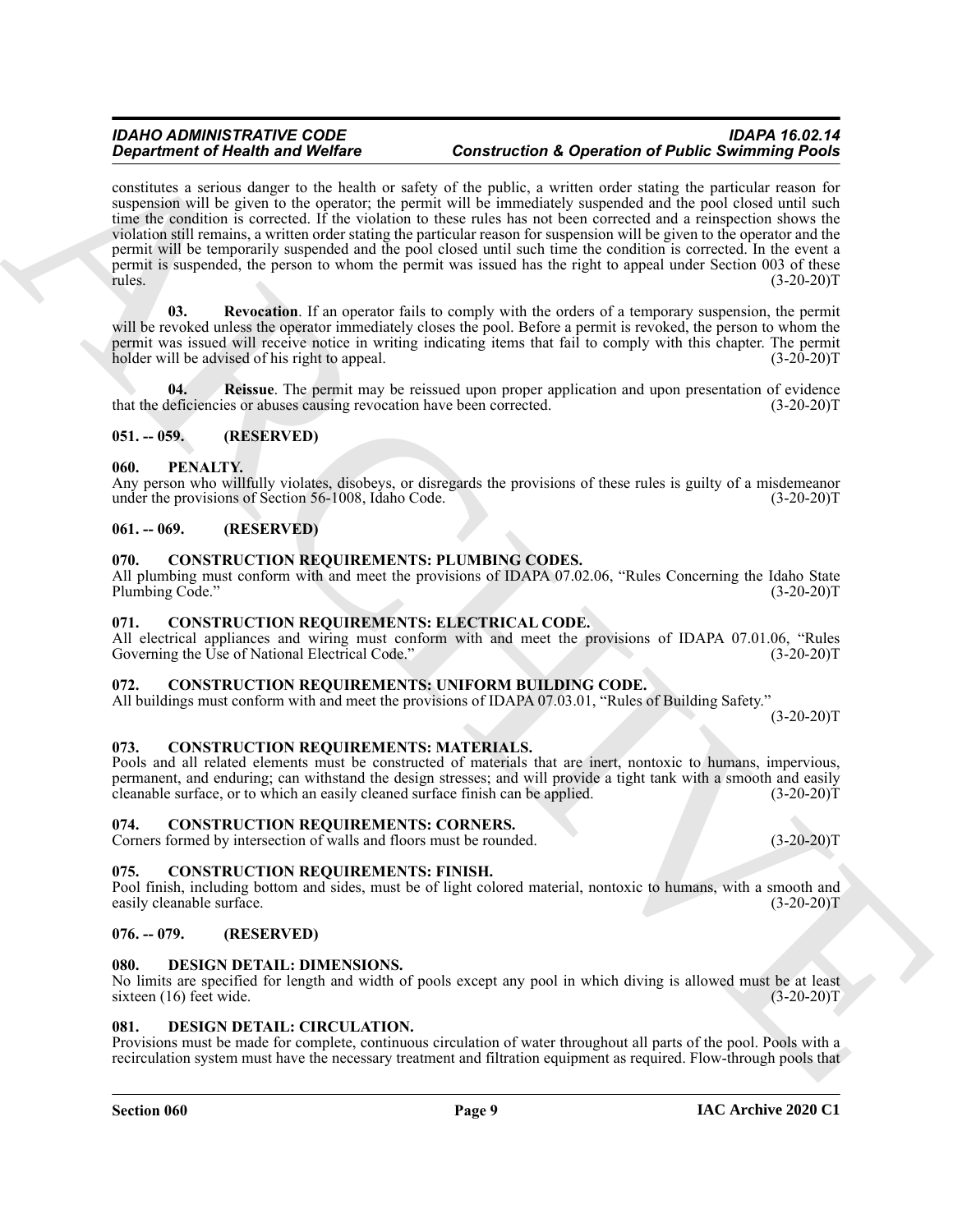constitutes a serious danger to the health or safety of the public, a written order stating the particular reason for suspension will be given to the operator; the permit will be immediately suspended and the pool closed until such time the condition is corrected. If the violation to these rules has not been corrected and a reinspection shows the violation still remains, a written order stating the particular reason for suspension will be given to the operator and the permit will be temporarily suspended and the pool closed until such time the condition is corrected. In the event a permit is suspended, the person to whom the permit was issued has the right to appeal under Section 003 of these rules. (3-20-20)T

**03. Revocation**. If an operator fails to comply with the orders of a temporary suspension, the permit will be revoked unless the operator immediately closes the pool. Before a permit is revoked, the person to whom the permit was issued will receive notice in writing indicating items that fail to comply with this chapter. The permit holder will be advised of his right to appeal. (3-20-20)T

**04. Reissue**. The permit may be reissued upon proper application and upon presentation of evidence that the deficiencies or abuses causing revocation have been corrected. (3-20-20)T

## 051. -- 059. (RESERVED)

## 060. PENALTY.

Any person who willfully violates, disobeys, or disregards the provisions of these rules is guilty of a misdemeanor under the provisions of Section 56-1008, Idaho Code. (3-20-20)T

## 061. -- 069. (RESERVED)

## 070. CONSTRUCTION REQUIREMENTS: PLUMBING CODES.

All plumbing must conform with and meet the provisions of IDAPA 07.02.06, "Rules Concerning the Idaho State Plumbing Code." (3-20-20)T

## 071. CONSTRUCTION REQUIREMENTS: ELECTRICAL CODE.

All electrical appliances and wiring must conform with and meet the provisions of IDAPA 07.01.06, "Rules Governing the Use of National Electrical Code." (3-20-20)T

## 072. CONSTRUCTION REQUIREMENTS: UNIFORM BUILDING CODE.

All buildings must conform with and meet the provisions of IDAPA 07.03.01, "Rules of Building Safety." (3-20-20)T

## 073. CONSTRUCTION REQUIREMENTS: MATERIALS.

Pools and all related elements must be constructed of materials that are inert, nontoxic to humans, impervious, permanent, and enduring; can withstand the design stresses; and will provide a tight tank with a smooth and easily cleanable surface, or to which an easily cleaned surface finish can be applied. (3-20-20)T

## 074. CONSTRUCTION REQUIREMENTS: CORNERS.

Corners formed by intersection of walls and floors must be rounded. (3-20-20)T

## 075. CONSTRUCTION REQUIREMENTS: FINISH.

Pool finish, including bottom and sides, must be of light colored material, nontoxic to humans, with a smooth and easily cleanable surface. (3-20-20)T

## 076. -- 079. (RESERVED)

## 080. DESIGN DETAIL: DIMENSIONS.

No limits are specified for length and width of pools except any pool in which diving is allowed must be at least sixteen (16) feet wide. (3-20-20)T

## 081. DESIGN DETAIL: CIRCULATION.

Provisions must be made for complete, continuous circulation of water throughout all parts of the pool. Pools with a recirculation system must have the necessary treatment and filtration equipment as required. Flow-through pools that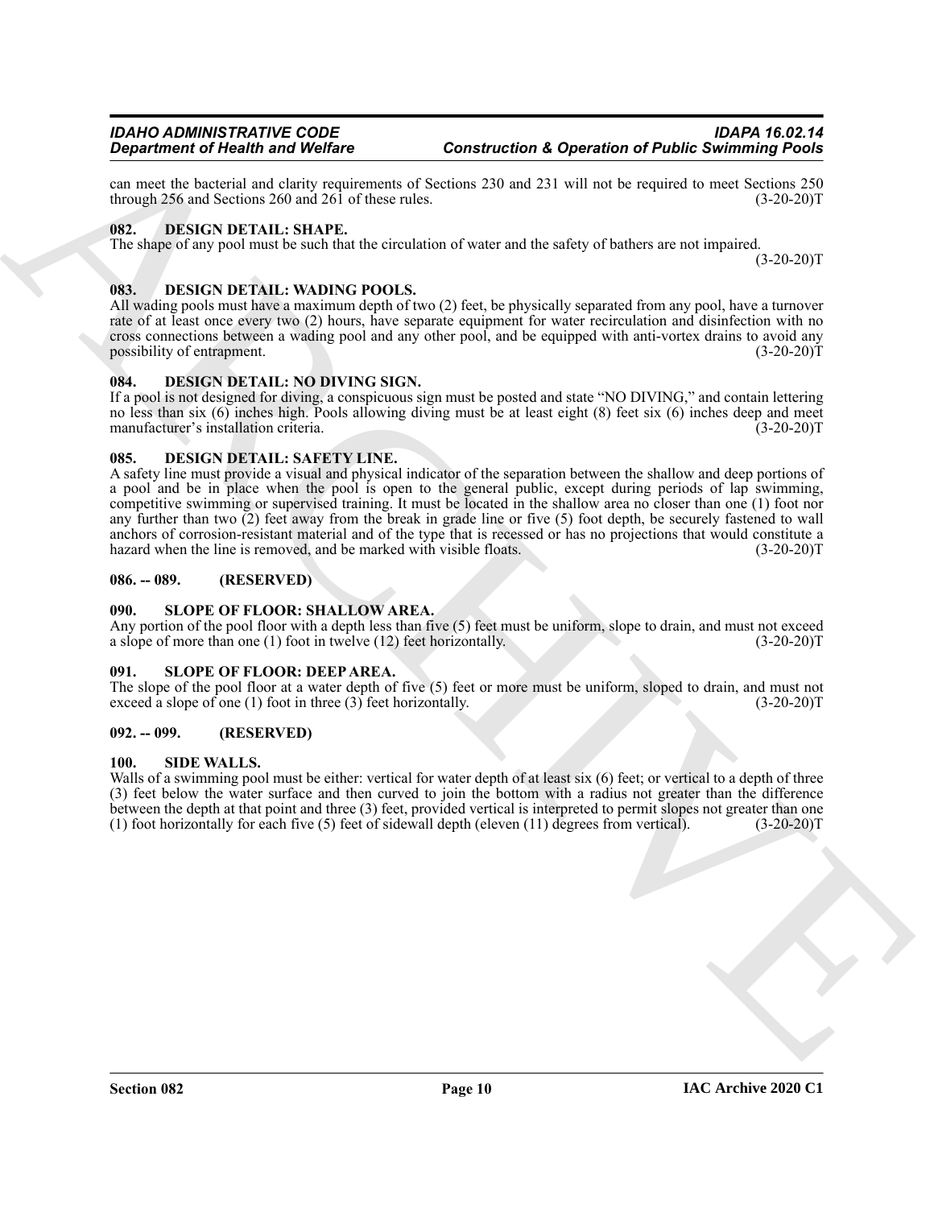can meet the bacterial and clarity requirements of Sections 230 and 231 will not be required to meet Sections 250 through 256 and Sections 260 and 261 of these rules. (3-20-20)T

### 082. DESIGN DETAIL: SHAPE.

The shape of any pool must be such that the circulation of water and the safety of bathers are not impaired. (3-20-20)T

### 083. DESIGN DETAIL: WADING POOLS.

All wading pools must have a maximum depth of two (2) feet, be physically separated from any pool, have a turnover rate of at least once every two (2) hours, have separate equipment for water recirculation and disinfection with no cross connections between a wading pool and any other pool, and be equipped with anti-vortex drains to avoid any possibility of entrapment. (3-20-20)T

### 084. DESIGN DETAIL: NO DIVING SIGN.

If a pool is not designed for diving, a conspicuous sign must be posted and state "NO DIVING," and contain lettering no less than six (6) inches high. Pools allowing diving must be at least eight (8) feet six (6) inches deep and meet manufacturer's installation criteria. (3-20-20)T

### 085. DESIGN DETAIL: SAFETY LINE.

A safety line must provide a visual and physical indicator of the separation between the shallow and deep portions of a pool and be in place when the pool is open to the general public, except during periods of lap swimming, competitive swimming or supervised training. It must be located in the shallow area no closer than one (1) foot nor any further than two (2) feet away from the break in grade line or five (5) foot depth, be securely fastened to wall anchors of corrosion-resistant material and of the type that is recessed or has no projections that would constitute a hazard when the line is removed, and be marked with visible floats. (3-20-20)T

### 086. -- 089. (RESERVED)

### 090. SLOPE OF FLOOR: SHALLOW AREA.

Any portion of the pool floor with a depth less than five (5) feet must be uniform, slope to drain, and must not exceed a slope of more than one (1) foot in twelve (12) feet horizontally. (3-20-20)T

### 091. SLOPE OF FLOOR: DEEP AREA.

The slope of the pool floor at a water depth of five (5) feet or more must be uniform, sloped to drain, and must not exceed a slope of one (1) foot in three (3) feet horizontally. (3-20-20)T

### 092. -- 099. (RESERVED)

### 100. SIDE WALLS.

Walls of a swimming pool must be either: vertical for water depth of at least six (6) feet; or vertical to a depth of three (3) feet below the water surface and then curved to join the bottom with a radius not greater than the difference between the depth at that point and three (3) feet, provided vertical is interpreted to permit slopes not greater than one (1) foot horizontally for each five (5) feet of sidewall depth (eleven (11) degrees from vertical). (3-20-20)T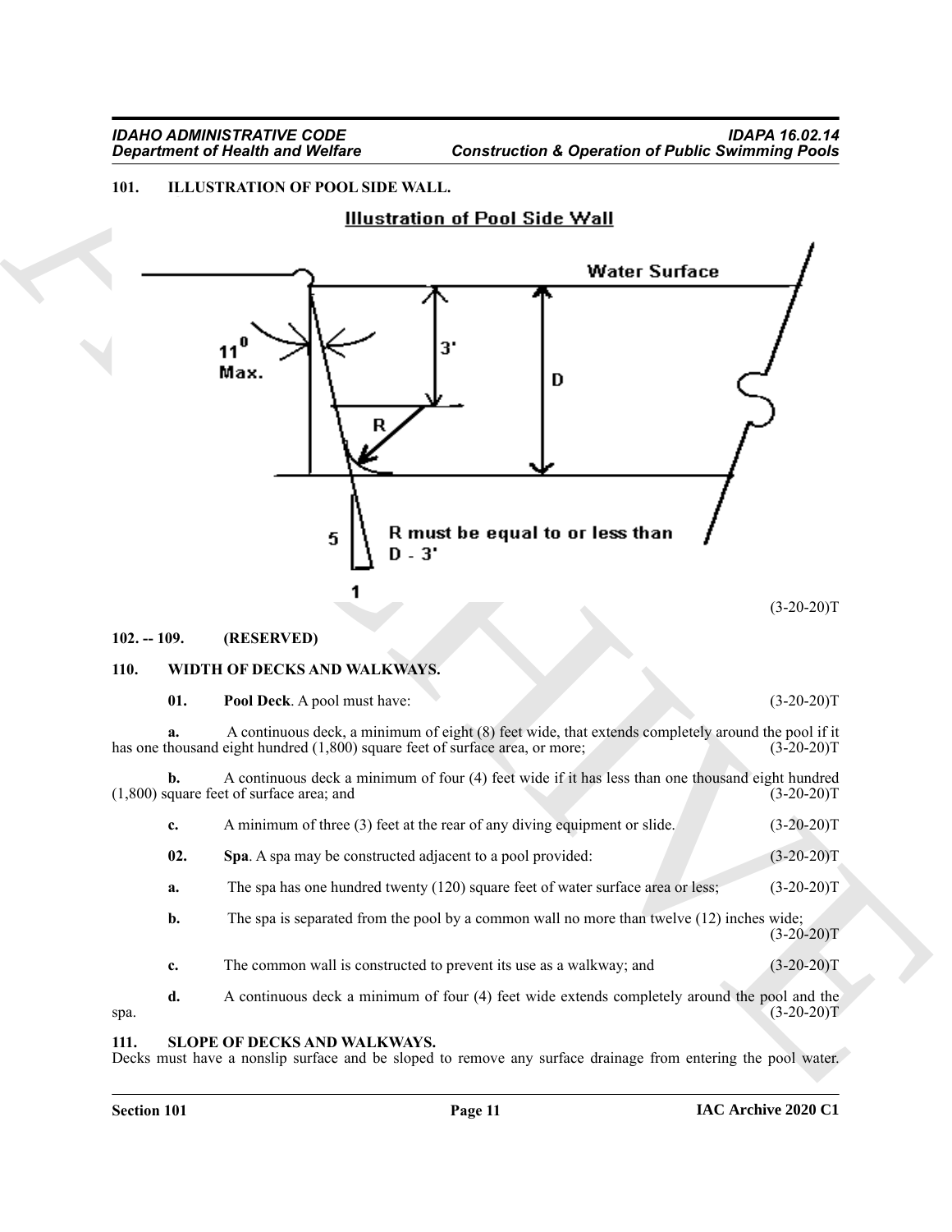### 101. ILLUSTRATION OF POOL SIDE WALL.

**Illustration of Pool Side Wall**

Water Surface

$11^0$ Max.

3'

D

R

5

1

R must be equal to or less than D - 3'

(3-20-20)T

### 102. -- 109. (RESERVED)

### 110. WIDTH OF DECKS AND WALKWAYS.

**01. Pool Deck**. A pool must have: (3-20-20)T

**a.** A continuous deck, a minimum of eight (8) feet wide, that extends completely around the pool if it has one thousand eight hundred (1,800) square feet of surface area, or more; (3-20-20)T

**b.** A continuous deck a minimum of four (4) feet wide if it has less than one thousand eight hundred (1,800) square feet of surface area; and (3-20-20)T

**c.** A minimum of three (3) feet at the rear of any diving equipment or slide. (3-20-20)T

**02. Spa**. A spa may be constructed adjacent to a pool provided: (3-20-20)T

**a.** The spa has one hundred twenty (120) square feet of water surface area or less; (3-20-20)T

**b.** The spa is separated from the pool by a common wall no more than twelve (12) inches wide; (3-20-20)T

**c.** The common wall is constructed to prevent its use as a walkway; and (3-20-20)T

**d.** A continuous deck a minimum of four (4) feet wide extends completely around the pool and the spa. (3-20-20)T

### 111. SLOPE OF DECKS AND WALKWAYS.

Decks must have a nonslip surface and be sloped to remove any surface drainage from entering the pool water.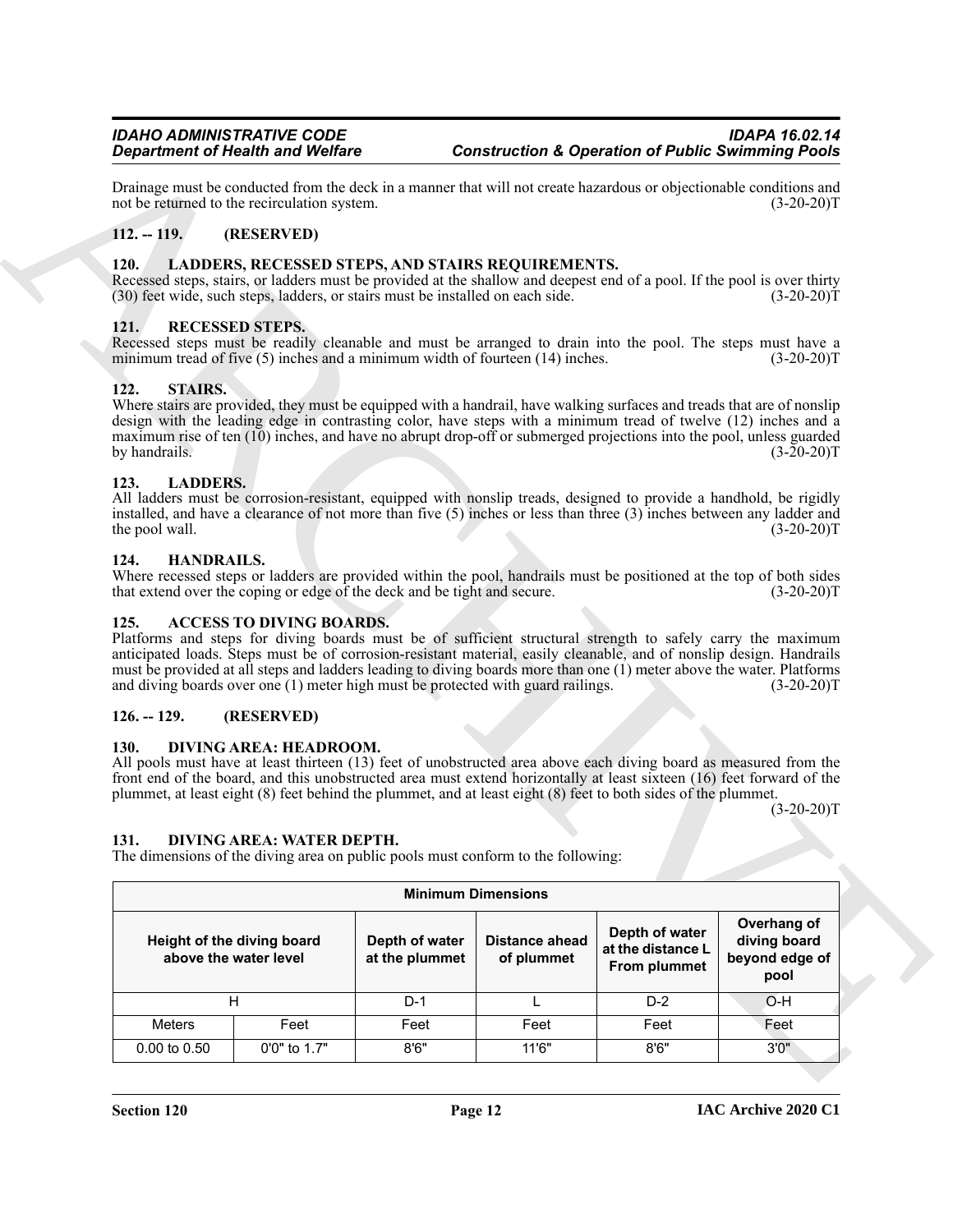Drainage must be conducted from the deck in a manner that will not create hazardous or objectionable conditions and not be returned to the recirculation system. (3-20-20)T

### 112. -- 119. (RESERVED)

### 120. LADDERS, RECESSED STEPS, AND STAIRS REQUIREMENTS.

Recessed steps, stairs, or ladders must be provided at the shallow and deepest end of a pool. If the pool is over thirty (30) feet wide, such steps, ladders, or stairs must be installed on each side. (3-20-20)T

### 121. RECESSED STEPS.

Recessed steps must be readily cleanable and must be arranged to drain into the pool. The steps must have a minimum tread of five (5) inches and a minimum width of fourteen (14) inches. (3-20-20)T

### 122. STAIRS.

Where stairs are provided, they must be equipped with a handrail, have walking surfaces and treads that are of nonslip design with the leading edge in contrasting color, have steps with a minimum tread of twelve (12) inches and a maximum rise of ten (10) inches, and have no abrupt drop-off or submerged projections into the pool, unless guarded by handrails. (3-20-20)T

### 123. LADDERS.

All ladders must be corrosion-resistant, equipped with nonslip treads, designed to provide a handhold, be rigidly installed, and have a clearance of not more than five (5) inches or less than three (3) inches between any ladder and the pool wall. (3-20-20)T

### 124. HANDRAILS.

Where recessed steps or ladders are provided within the pool, handrails must be positioned at the top of both sides that extend over the coping or edge of the deck and be tight and secure. (3-20-20)T

### 125. ACCESS TO DIVING BOARDS.

Platforms and steps for diving boards must be of sufficient structural strength to safely carry the maximum anticipated loads. Steps must be of corrosion-resistant material, easily cleanable, and of nonslip design. Handrails must be provided at all steps and ladders leading to diving boards more than one (1) meter above the water. Platforms and diving boards over one (1) meter high must be protected with guard railings. (3-20-20)T

### 126. -- 129. (RESERVED)

### 130. DIVING AREA: HEADROOM.

All pools must have at least thirteen (13) feet of unobstructed area above each diving board as measured from the front end of the board, and this unobstructed area must extend horizontally at least sixteen (16) feet forward of the plummet, at least eight (8) feet behind the plummet, and at least eight (8) feet to both sides of the plummet. (3-20-20)T

### 131. DIVING AREA: WATER DEPTH.

The dimensions of the diving area on public pools must conform to the following:

| Minimum Dimensions | | | | | |
|---|---|---|---|---|---|
| Height of the diving board above the water level | | Depth of water at the plummet | Distance ahead of plummet | Depth of water at the distance L From plummet | Overhang of diving board beyond edge of pool |
| H | | D-1 | L | D-2 | O-H |
| Meters | Feet | Feet | Feet | Feet | Feet |
| 0.00 to 0.50 | 0'0" to 1.7" | 8'6" | 11'6" | 8'6" | 3'0" |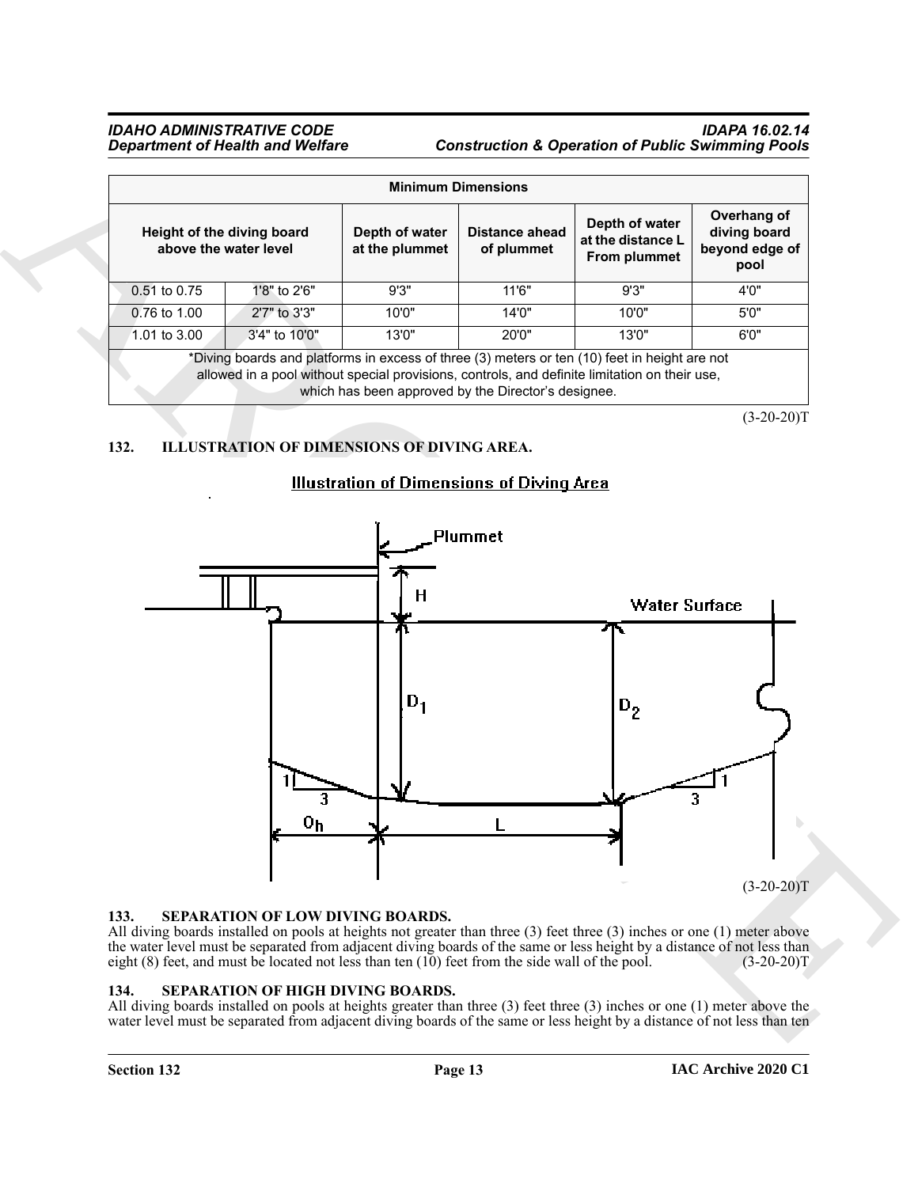| Minimum Dimensions | | | | | |
|---|---|---|---|---|---|
| Height of the diving board above the water level | | Depth of water at the plummet | Distance ahead of plummet | Depth of water at the distance L From plummet | Overhang of diving board beyond edge of pool |
| 0.51 to 0.75 | 1'8" to 2'6" | 9'3" | 11'6" | 9'3" | 4'0" |
| 0.76 to 1.00 | 2'7" to 3'3" | 10'0" | 14'0" | 10'0" | 5'0" |
| 1.01 to 3.00 | 3'4" to 10'0" | 13'0" | 20'0" | 13'0" | 6'0" |
| *Diving boards and platforms in excess of three (3) meters or ten (10) feet in height are not allowed in a pool without special provisions, controls, and definite limitation on their use, which has been approved by the Director's designee. | | | | | |

(3-20-20)T

## 132. ILLUSTRATION OF DIMENSIONS OF DIVING AREA.

**Illustration of Dimensions of Diving Area**

(3-20-20)T

## 133. SEPARATION OF LOW DIVING BOARDS.

All diving boards installed on pools at heights not greater than three (3) feet three (3) inches or one (1) meter above the water level must be separated from adjacent diving boards of the same or less height by a distance of not less than eight (8) feet, and must be located not less than ten (10) feet from the side wall of the pool. (3-20-20)T

## 134. SEPARATION OF HIGH DIVING BOARDS.

All diving boards installed on pools at heights greater than three (3) feet three (3) inches or one (1) meter above the water level must be separated from adjacent diving boards of the same or less height by a distance of not less than ten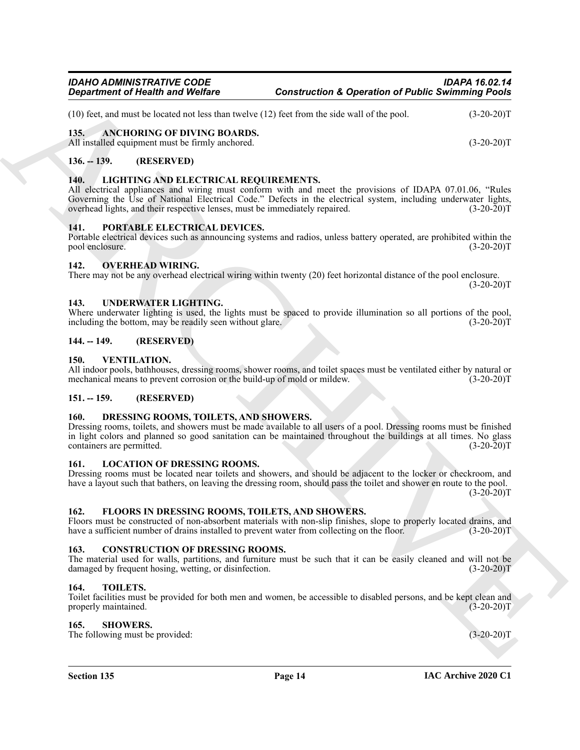(10) feet, and must be located not less than twelve (12) feet from the side wall of the pool. (3-20-20)T

### 135. ANCHORING OF DIVING BOARDS.

All installed equipment must be firmly anchored. (3-20-20)T

### 136. -- 139. (RESERVED)

### 140. LIGHTING AND ELECTRICAL REQUIREMENTS.

All electrical appliances and wiring must conform with and meet the provisions of IDAPA 07.01.06, "Rules Governing the Use of National Electrical Code." Defects in the electrical system, including underwater lights, overhead lights, and their respective lenses, must be immediately repaired. (3-20-20)T

### 141. PORTABLE ELECTRICAL DEVICES.

Portable electrical devices such as announcing systems and radios, unless battery operated, are prohibited within the pool enclosure. (3-20-20)T

### 142. OVERHEAD WIRING.

There may not be any overhead electrical wiring within twenty (20) feet horizontal distance of the pool enclosure. (3-20-20)T

### 143. UNDERWATER LIGHTING.

Where underwater lighting is used, the lights must be spaced to provide illumination so all portions of the pool, including the bottom, may be readily seen without glare. (3-20-20)T

### 144. -- 149. (RESERVED)

### 150. VENTILATION.

All indoor pools, bathhouses, dressing rooms, shower rooms, and toilet spaces must be ventilated either by natural or mechanical means to prevent corrosion or the build-up of mold or mildew. (3-20-20)T

### 151. -- 159. (RESERVED)

### 160. DRESSING ROOMS, TOILETS, AND SHOWERS.

Dressing rooms, toilets, and showers must be made available to all users of a pool. Dressing rooms must be finished in light colors and planned so good sanitation can be maintained throughout the buildings at all times. No glass containers are permitted. (3-20-20)T

### 161. LOCATION OF DRESSING ROOMS.

Dressing rooms must be located near toilets and showers, and should be adjacent to the locker or checkroom, and have a layout such that bathers, on leaving the dressing room, should pass the toilet and shower en route to the pool. (3-20-20)T

### 162. FLOORS IN DRESSING ROOMS, TOILETS, AND SHOWERS.

Floors must be constructed of non-absorbent materials with non-slip finishes, slope to properly located drains, and have a sufficient number of drains installed to prevent water from collecting on the floor. (3-20-20)T

### 163. CONSTRUCTION OF DRESSING ROOMS.

The material used for walls, partitions, and furniture must be such that it can be easily cleaned and will not be damaged by frequent hosing, wetting, or disinfection. (3-20-20)T

### 164. TOILETS.

Toilet facilities must be provided for both men and women, be accessible to disabled persons, and be kept clean and properly maintained. (3-20-20)T

### 165. SHOWERS.

The following must be provided: (3-20-20)T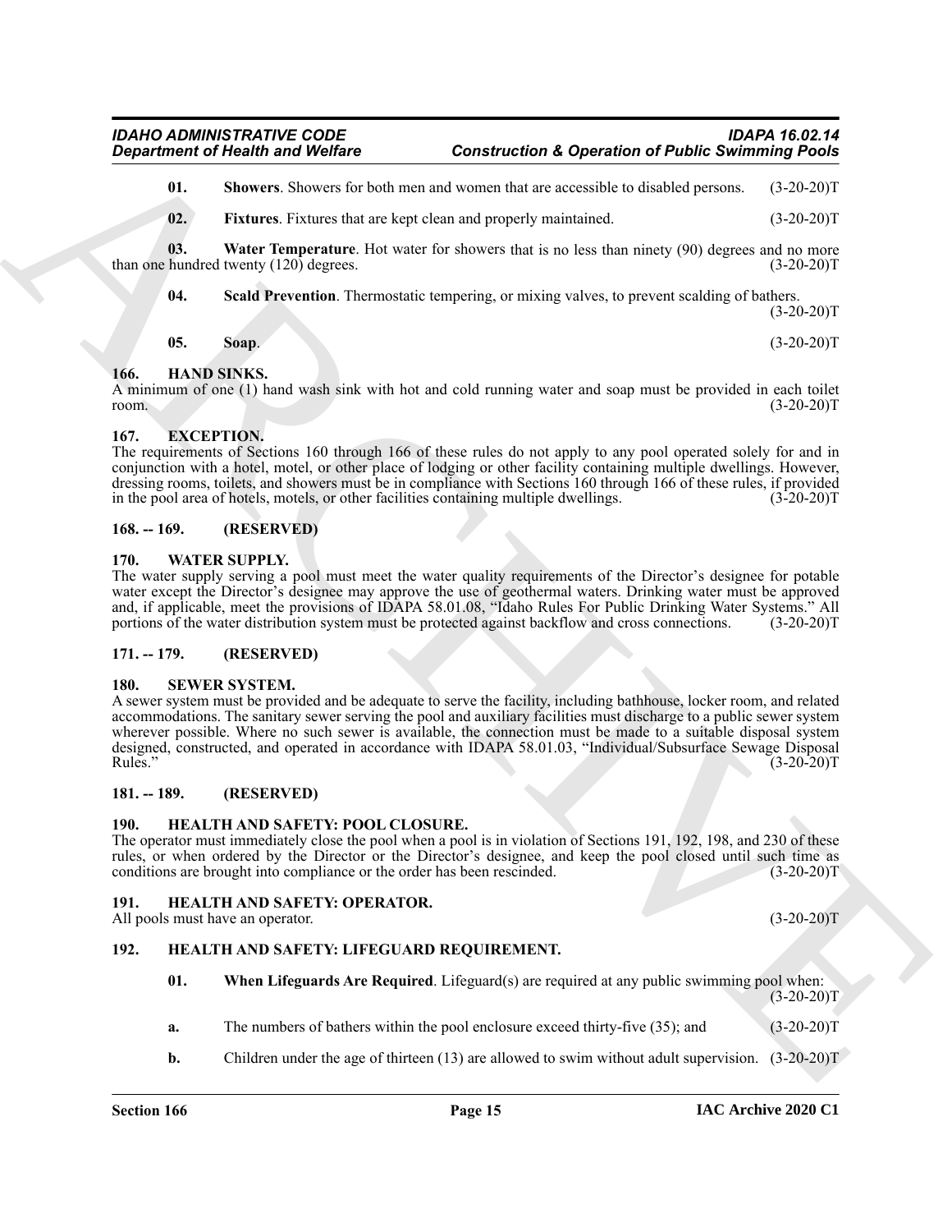**01. Showers**. Showers for both men and women that are accessible to disabled persons. (3-20-20)T

**02. Fixtures**. Fixtures that are kept clean and properly maintained. (3-20-20)T

**03. Water Temperature**. Hot water for showers that is no less than ninety (90) degrees and no more than one hundred twenty (120) degrees. (3-20-20)T

**04. Scald Prevention**. Thermostatic tempering, or mixing valves, to prevent scalding of bathers. (3-20-20)T

**05. Soap**. (3-20-20)T

## 166. HAND SINKS.

A minimum of one (1) hand wash sink with hot and cold running water and soap must be provided in each toilet room. (3-20-20)T

## 167. EXCEPTION.

The requirements of Sections 160 through 166 of these rules do not apply to any pool operated solely for and in conjunction with a hotel, motel, or other place of lodging or other facility containing multiple dwellings. However, dressing rooms, toilets, and showers must be in compliance with Sections 160 through 166 of these rules, if provided in the pool area of hotels, motels, or other facilities containing multiple dwellings. (3-20-20)T

## 168. -- 169. (RESERVED)

## 170. WATER SUPPLY.

The water supply serving a pool must meet the water quality requirements of the Director's designee for potable water except the Director's designee may approve the use of geothermal waters. Drinking water must be approved and, if applicable, meet the provisions of IDAPA 58.01.08, "Idaho Rules For Public Drinking Water Systems." All portions of the water distribution system must be protected against backflow and cross connections. (3-20-20)T

## 171. -- 179. (RESERVED)

## 180. SEWER SYSTEM.

A sewer system must be provided and be adequate to serve the facility, including bathhouse, locker room, and related accommodations. The sanitary sewer serving the pool and auxiliary facilities must discharge to a public sewer system wherever possible. Where no such sewer is available, the connection must be made to a suitable disposal system designed, constructed, and operated in accordance with IDAPA 58.01.03, "Individual/Subsurface Sewage Disposal Rules." (3-20-20)T

## 181. -- 189. (RESERVED)

## 190. HEALTH AND SAFETY: POOL CLOSURE.

The operator must immediately close the pool when a pool is in violation of Sections 191, 192, 198, and 230 of these rules, or when ordered by the Director or the Director's designee, and keep the pool closed until such time as conditions are brought into compliance or the order has been rescinded. (3-20-20)T

## 191. HEALTH AND SAFETY: OPERATOR.

All pools must have an operator. (3-20-20)T

## 192. HEALTH AND SAFETY: LIFEGUARD REQUIREMENT.

**01. When Lifeguards Are Required**. Lifeguard(s) are required at any public swimming pool when: (3-20-20)T

**a.** The numbers of bathers within the pool enclosure exceed thirty-five (35); and (3-20-20)T

**b.** Children under the age of thirteen (13) are allowed to swim without adult supervision. (3-20-20)T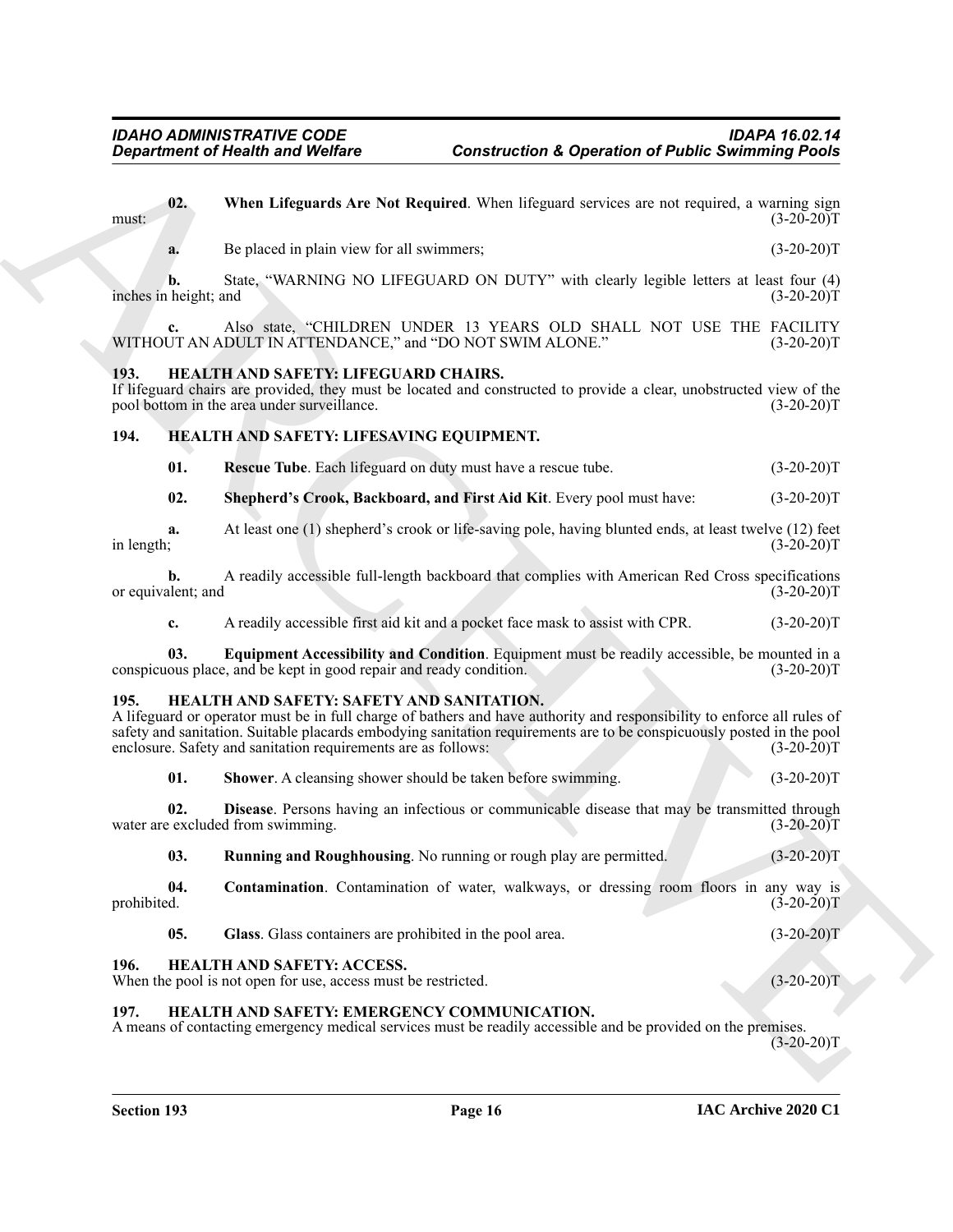**02. When Lifeguards Are Not Required**. When lifeguard services are not required, a warning sign must: (3-20-20)T

**a.** Be placed in plain view for all swimmers; (3-20-20)T

**b.** State, "WARNING NO LIFEGUARD ON DUTY" with clearly legible letters at least four (4) inches in height; and (3-20-20)T

**c.** Also state, "CHILDREN UNDER 13 YEARS OLD SHALL NOT USE THE FACILITY WITHOUT AN ADULT IN ATTENDANCE," and "DO NOT SWIM ALONE." (3-20-20)T

## 193. HEALTH AND SAFETY: LIFEGUARD CHAIRS.

If lifeguard chairs are provided, they must be located and constructed to provide a clear, unobstructed view of the pool bottom in the area under surveillance. (3-20-20)T

## 194. HEALTH AND SAFETY: LIFESAVING EQUIPMENT.

**01. Rescue Tube**. Each lifeguard on duty must have a rescue tube. (3-20-20)T

**02. Shepherd's Crook, Backboard, and First Aid Kit**. Every pool must have: (3-20-20)T

**a.** At least one (1) shepherd's crook or life-saving pole, having blunted ends, at least twelve (12) feet in length; (3-20-20)T

**b.** A readily accessible full-length backboard that complies with American Red Cross specifications or equivalent; and (3-20-20)T

**c.** A readily accessible first aid kit and a pocket face mask to assist with CPR. (3-20-20)T

**03. Equipment Accessibility and Condition**. Equipment must be readily accessible, be mounted in a conspicuous place, and be kept in good repair and ready condition. (3-20-20)T

## 195. HEALTH AND SAFETY: SAFETY AND SANITATION.

A lifeguard or operator must be in full charge of bathers and have authority and responsibility to enforce all rules of safety and sanitation. Suitable placards embodying sanitation requirements are to be conspicuously posted in the pool enclosure. Safety and sanitation requirements are as follows: (3-20-20)T

**01. Shower**. A cleansing shower should be taken before swimming. (3-20-20)T

**02. Disease**. Persons having an infectious or communicable disease that may be transmitted through water are excluded from swimming. (3-20-20)T

**03. Running and Roughhousing**. No running or rough play are permitted. (3-20-20)T

**04. Contamination**. Contamination of water, walkways, or dressing room floors in any way is prohibited. (3-20-20)T

**05. Glass**. Glass containers are prohibited in the pool area. (3-20-20)T

## 196. HEALTH AND SAFETY: ACCESS.

When the pool is not open for use, access must be restricted. (3-20-20)T

## 197. HEALTH AND SAFETY: EMERGENCY COMMUNICATION.

A means of contacting emergency medical services must be readily accessible and be provided on the premises. (3-20-20)T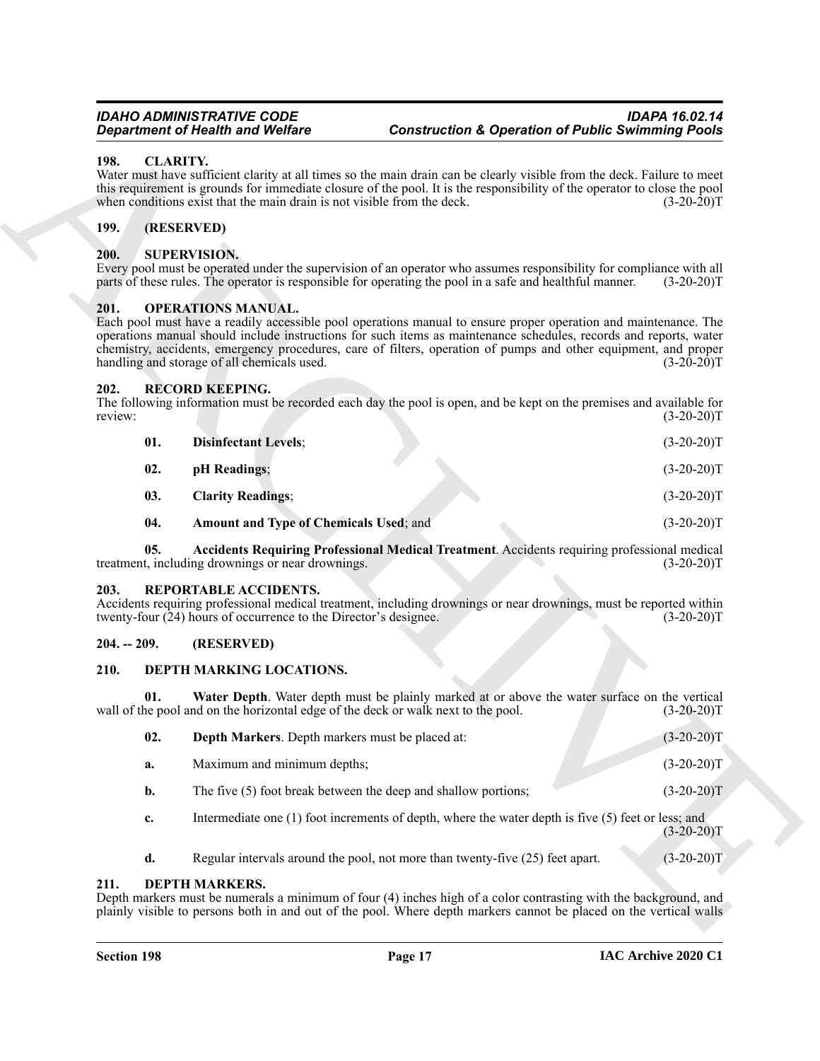## 198. CLARITY.

Water must have sufficient clarity at all times so the main drain can be clearly visible from the deck. Failure to meet this requirement is grounds for immediate closure of the pool. It is the responsibility of the operator to close the pool when conditions exist that the main drain is not visible from the deck. (3-20-20)T

## 199. (RESERVED)

## 200. SUPERVISION.

Every pool must be operated under the supervision of an operator who assumes responsibility for compliance with all parts of these rules. The operator is responsible for operating the pool in a safe and healthful manner. (3-20-20)T

## 201. OPERATIONS MANUAL.

Each pool must have a readily accessible pool operations manual to ensure proper operation and maintenance. The operations manual should include instructions for such items as maintenance schedules, records and reports, water chemistry, accidents, emergency procedures, care of filters, operation of pumps and other equipment, and proper handling and storage of all chemicals used. (3-20-20)T

## 202. RECORD KEEPING.

The following information must be recorded each day the pool is open, and be kept on the premises and available for review: (3-20-20)T

**01. Disinfectant Levels**; (3-20-20)T

**02. pH Readings**; (3-20-20)T

**03. Clarity Readings**; (3-20-20)T

**04. Amount and Type of Chemicals Used**; and (3-20-20)T

**05. Accidents Requiring Professional Medical Treatment**. Accidents requiring professional medical treatment, including drownings or near drownings. (3-20-20)T

## 203. REPORTABLE ACCIDENTS.

Accidents requiring professional medical treatment, including drownings or near drownings, must be reported within twenty-four (24) hours of occurrence to the Director's designee. (3-20-20)T

## 204. -- 209. (RESERVED)

## 210. DEPTH MARKING LOCATIONS.

**01. Water Depth**. Water depth must be plainly marked at or above the water surface on the vertical wall of the pool and on the horizontal edge of the deck or walk next to the pool. (3-20-20)T

**02. Depth Markers**. Depth markers must be placed at: (3-20-20)T

**a.** Maximum and minimum depths; (3-20-20)T

**b.** The five (5) foot break between the deep and shallow portions; (3-20-20)T

**c.** Intermediate one (1) foot increments of depth, where the water depth is five (5) feet or less; and (3-20-20)T

**d.** Regular intervals around the pool, not more than twenty-five (25) feet apart. (3-20-20)T

## 211. DEPTH MARKERS.

Depth markers must be numerals a minimum of four (4) inches high of a color contrasting with the background, and plainly visible to persons both in and out of the pool. Where depth markers cannot be placed on the vertical walls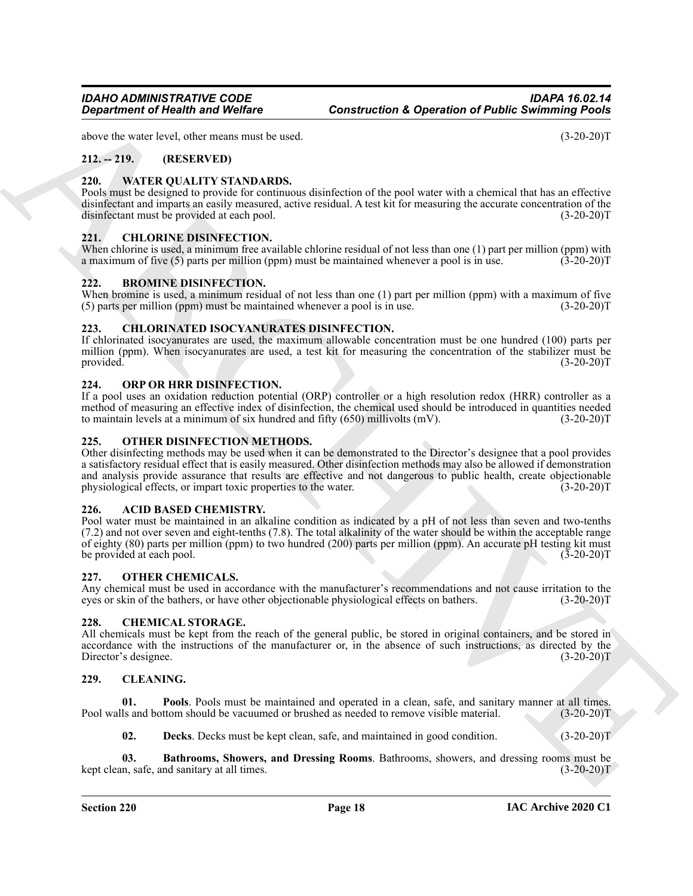above the water level, other means must be used. (3-20-20)T

## 212. -- 219. (RESERVED)

## 220. WATER QUALITY STANDARDS.

Pools must be designed to provide for continuous disinfection of the pool water with a chemical that has an effective disinfectant and imparts an easily measured, active residual. A test kit for measuring the accurate concentration of the disinfectant must be provided at each pool. (3-20-20)T

## 221. CHLORINE DISINFECTION.

When chlorine is used, a minimum free available chlorine residual of not less than one (1) part per million (ppm) with a maximum of five (5) parts per million (ppm) must be maintained whenever a pool is in use. (3-20-20)T

## 222. BROMINE DISINFECTION.

When bromine is used, a minimum residual of not less than one (1) part per million (ppm) with a maximum of five (5) parts per million (ppm) must be maintained whenever a pool is in use. (3-20-20)T

## 223. CHLORINATED ISOCYANURATES DISINFECTION.

If chlorinated isocyanurates are used, the maximum allowable concentration must be one hundred (100) parts per million (ppm). When isocyanurates are used, a test kit for measuring the concentration of the stabilizer must be provided. (3-20-20)T

## 224. ORP OR HRR DISINFECTION.

If a pool uses an oxidation reduction potential (ORP) controller or a high resolution redox (HRR) controller as a method of measuring an effective index of disinfection, the chemical used should be introduced in quantities needed to maintain levels at a minimum of six hundred and fifty (650) millivolts (mV). (3-20-20)T

## 225. OTHER DISINFECTION METHODS.

Other disinfecting methods may be used when it can be demonstrated to the Director's designee that a pool provides a satisfactory residual effect that is easily measured. Other disinfection methods may also be allowed if demonstration and analysis provide assurance that results are effective and not dangerous to public health, create objectionable physiological effects, or impart toxic properties to the water. (3-20-20)T

## 226. ACID BASED CHEMISTRY.

Pool water must be maintained in an alkaline condition as indicated by a pH of not less than seven and two-tenths (7.2) and not over seven and eight-tenths (7.8). The total alkalinity of the water should be within the acceptable range of eighty (80) parts per million (ppm) to two hundred (200) parts per million (ppm). An accurate pH testing kit must be provided at each pool. (3-20-20)T

## 227. OTHER CHEMICALS.

Any chemical must be used in accordance with the manufacturer's recommendations and not cause irritation to the eyes or skin of the bathers, or have other objectionable physiological effects on bathers. (3-20-20)T

## 228. CHEMICAL STORAGE.

All chemicals must be kept from the reach of the general public, be stored in original containers, and be stored in accordance with the instructions of the manufacturer or, in the absence of such instructions, as directed by the Director's designee. (3-20-20)T

## 229. CLEANING.

**01. Pools**. Pools must be maintained and operated in a clean, safe, and sanitary manner at all times. Pool walls and bottom should be vacuumed or brushed as needed to remove visible material. (3-20-20)T

**02. Decks**. Decks must be kept clean, safe, and maintained in good condition. (3-20-20)T

**03. Bathrooms, Showers, and Dressing Rooms**. Bathrooms, showers, and dressing rooms must be kept clean, safe, and sanitary at all times. (3-20-20)T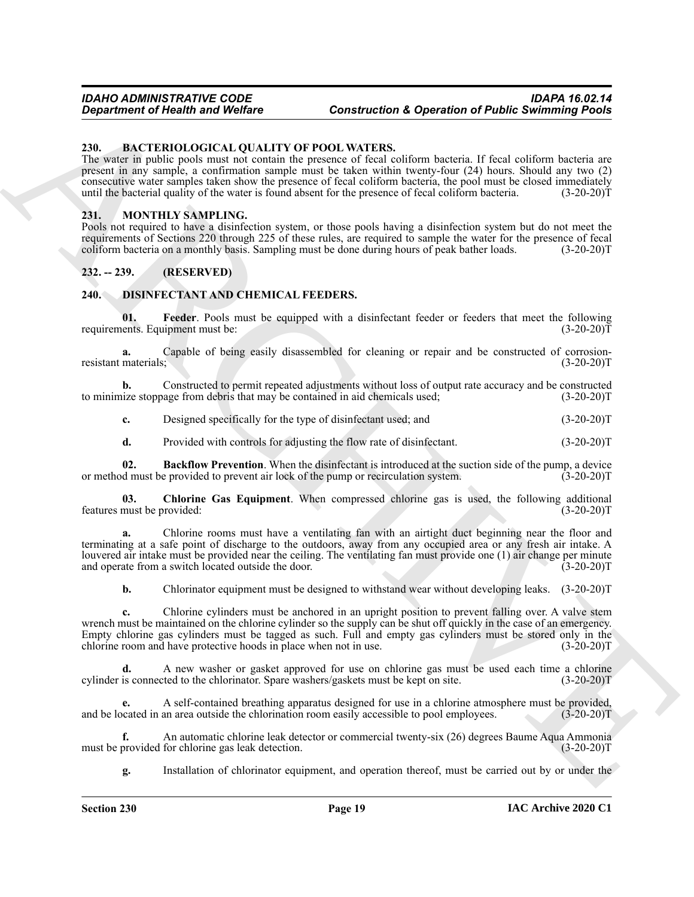### 230. BACTERIOLOGICAL QUALITY OF POOL WATERS.

The water in public pools must not contain the presence of fecal coliform bacteria. If fecal coliform bacteria are present in any sample, a confirmation sample must be taken within twenty-four (24) hours. Should any two (2) consecutive water samples taken show the presence of fecal coliform bacteria, the pool must be closed immediately until the bacterial quality of the water is found absent for the presence of fecal coliform bacteria. (3-20-20)T

### 231. MONTHLY SAMPLING.

Pools not required to have a disinfection system, or those pools having a disinfection system but do not meet the requirements of Sections 220 through 225 of these rules, are required to sample the water for the presence of fecal coliform bacteria on a monthly basis. Sampling must be done during hours of peak bather loads. (3-20-20)T

### 232. -- 239. (RESERVED)

### 240. DISINFECTANT AND CHEMICAL FEEDERS.

**01. Feeder**. Pools must be equipped with a disinfectant feeder or feeders that meet the following requirements. Equipment must be: (3-20-20)T

**a.** Capable of being easily disassembled for cleaning or repair and be constructed of corrosion-resistant materials; (3-20-20)T

**b.** Constructed to permit repeated adjustments without loss of output rate accuracy and be constructed to minimize stoppage from debris that may be contained in aid chemicals used; (3-20-20)T

**c.** Designed specifically for the type of disinfectant used; and (3-20-20)T

**d.** Provided with controls for adjusting the flow rate of disinfectant. (3-20-20)T

**02. Backflow Prevention**. When the disinfectant is introduced at the suction side of the pump, a device or method must be provided to prevent air lock of the pump or recirculation system. (3-20-20)T

**03. Chlorine Gas Equipment**. When compressed chlorine gas is used, the following additional features must be provided: (3-20-20)T

**a.** Chlorine rooms must have a ventilating fan with an airtight duct beginning near the floor and terminating at a safe point of discharge to the outdoors, away from any occupied area or any fresh air intake. A louvered air intake must be provided near the ceiling. The ventilating fan must provide one (1) air change per minute and operate from a switch located outside the door. (3-20-20)T

**b.** Chlorinator equipment must be designed to withstand wear without developing leaks. (3-20-20)T

**c.** Chlorine cylinders must be anchored in an upright position to prevent falling over. A valve stem wrench must be maintained on the chlorine cylinder so the supply can be shut off quickly in the case of an emergency. Empty chlorine gas cylinders must be tagged as such. Full and empty gas cylinders must be stored only in the chlorine room and have protective hoods in place when not in use. (3-20-20)T

**d.** A new washer or gasket approved for use on chlorine gas must be used each time a chlorine cylinder is connected to the chlorinator. Spare washers/gaskets must be kept on site. (3-20-20)T

**e.** A self-contained breathing apparatus designed for use in a chlorine atmosphere must be provided, and be located in an area outside the chlorination room easily accessible to pool employees. (3-20-20)T

**f.** An automatic chlorine leak detector or commercial twenty-six (26) degrees Baume Aqua Ammonia must be provided for chlorine gas leak detection. (3-20-20)T

**g.** Installation of chlorinator equipment, and operation thereof, must be carried out by or under the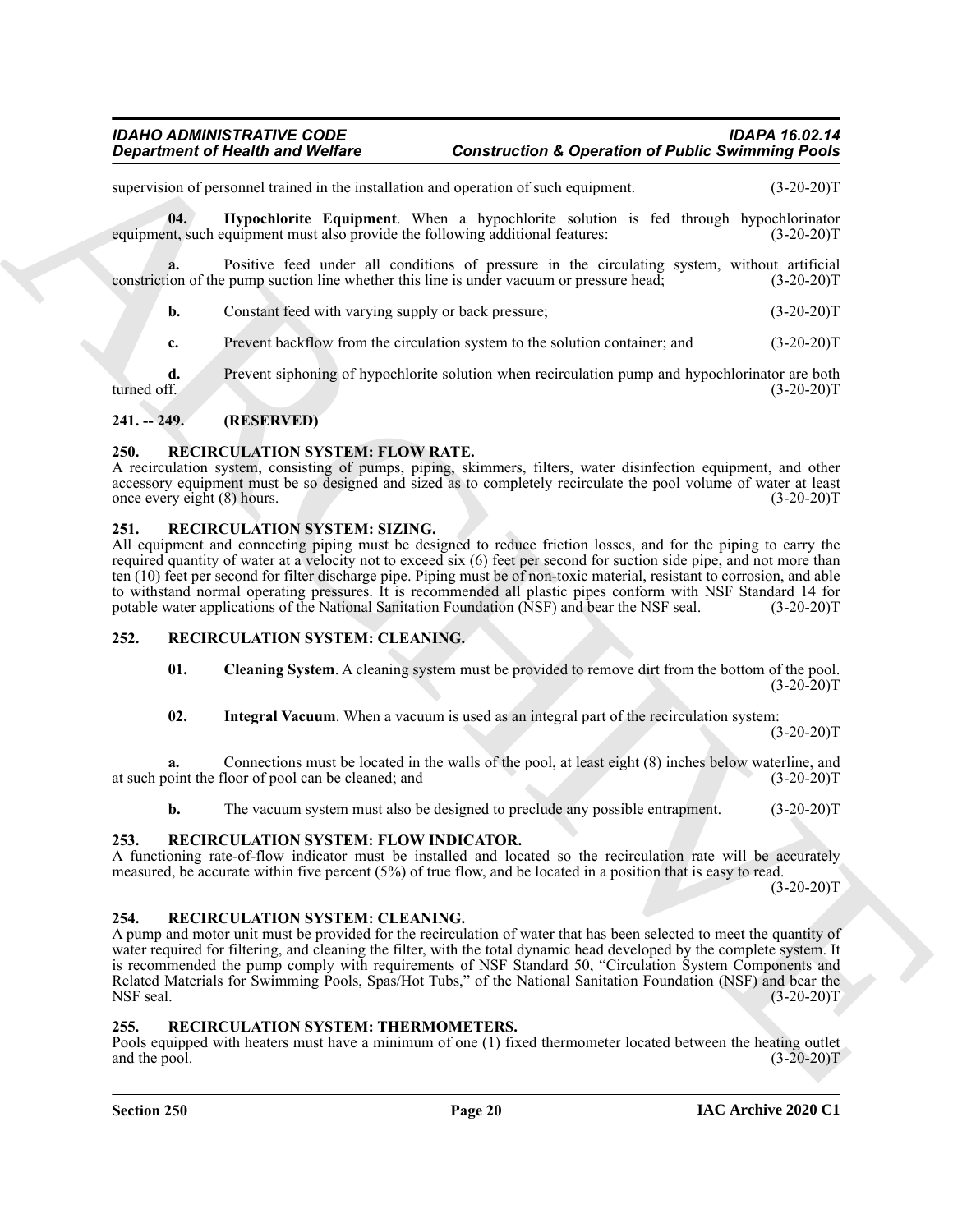supervision of personnel trained in the installation and operation of such equipment. (3-20-20)T

**04. Hypochlorite Equipment**. When a hypochlorite solution is fed through hypochlorinator equipment, such equipment must also provide the following additional features: (3-20-20)T

**a.** Positive feed under all conditions of pressure in the circulating system, without artificial constriction of the pump suction line whether this line is under vacuum or pressure head; (3-20-20)T

**b.** Constant feed with varying supply or back pressure; (3-20-20)T

**c.** Prevent backflow from the circulation system to the solution container; and (3-20-20)T

**d.** Prevent siphoning of hypochlorite solution when recirculation pump and hypochlorinator are both turned off. (3-20-20)T

## 241. -- 249. (RESERVED)

## 250. RECIRCULATION SYSTEM: FLOW RATE.

A recirculation system, consisting of pumps, piping, skimmers, filters, water disinfection equipment, and other accessory equipment must be so designed and sized as to completely recirculate the pool volume of water at least once every eight (8) hours. (3-20-20)T

## 251. RECIRCULATION SYSTEM: SIZING.

All equipment and connecting piping must be designed to reduce friction losses, and for the piping to carry the required quantity of water at a velocity not to exceed six (6) feet per second for suction side pipe, and not more than ten (10) feet per second for filter discharge pipe. Piping must be of non-toxic material, resistant to corrosion, and able to withstand normal operating pressures. It is recommended all plastic pipes conform with NSF Standard 14 for potable water applications of the National Sanitation Foundation (NSF) and bear the NSF seal. (3-20-20)T

## 252. RECIRCULATION SYSTEM: CLEANING.

**01. Cleaning System**. A cleaning system must be provided to remove dirt from the bottom of the pool. (3-20-20)T

**02. Integral Vacuum**. When a vacuum is used as an integral part of the recirculation system: (3-20-20)T

**a.** Connections must be located in the walls of the pool, at least eight (8) inches below waterline, and at such point the floor of pool can be cleaned; and (3-20-20)T

**b.** The vacuum system must also be designed to preclude any possible entrapment. (3-20-20)T

## 253. RECIRCULATION SYSTEM: FLOW INDICATOR.

A functioning rate-of-flow indicator must be installed and located so the recirculation rate will be accurately measured, be accurate within five percent (5%) of true flow, and be located in a position that is easy to read. (3-20-20)T

## 254. RECIRCULATION SYSTEM: CLEANING.

A pump and motor unit must be provided for the recirculation of water that has been selected to meet the quantity of water required for filtering, and cleaning the filter, with the total dynamic head developed by the complete system. It is recommended the pump comply with requirements of NSF Standard 50, "Circulation System Components and Related Materials for Swimming Pools, Spas/Hot Tubs," of the National Sanitation Foundation (NSF) and bear the NSF seal. (3-20-20)T

## 255. RECIRCULATION SYSTEM: THERMOMETERS.

Pools equipped with heaters must have a minimum of one (1) fixed thermometer located between the heating outlet and the pool. (3-20-20)T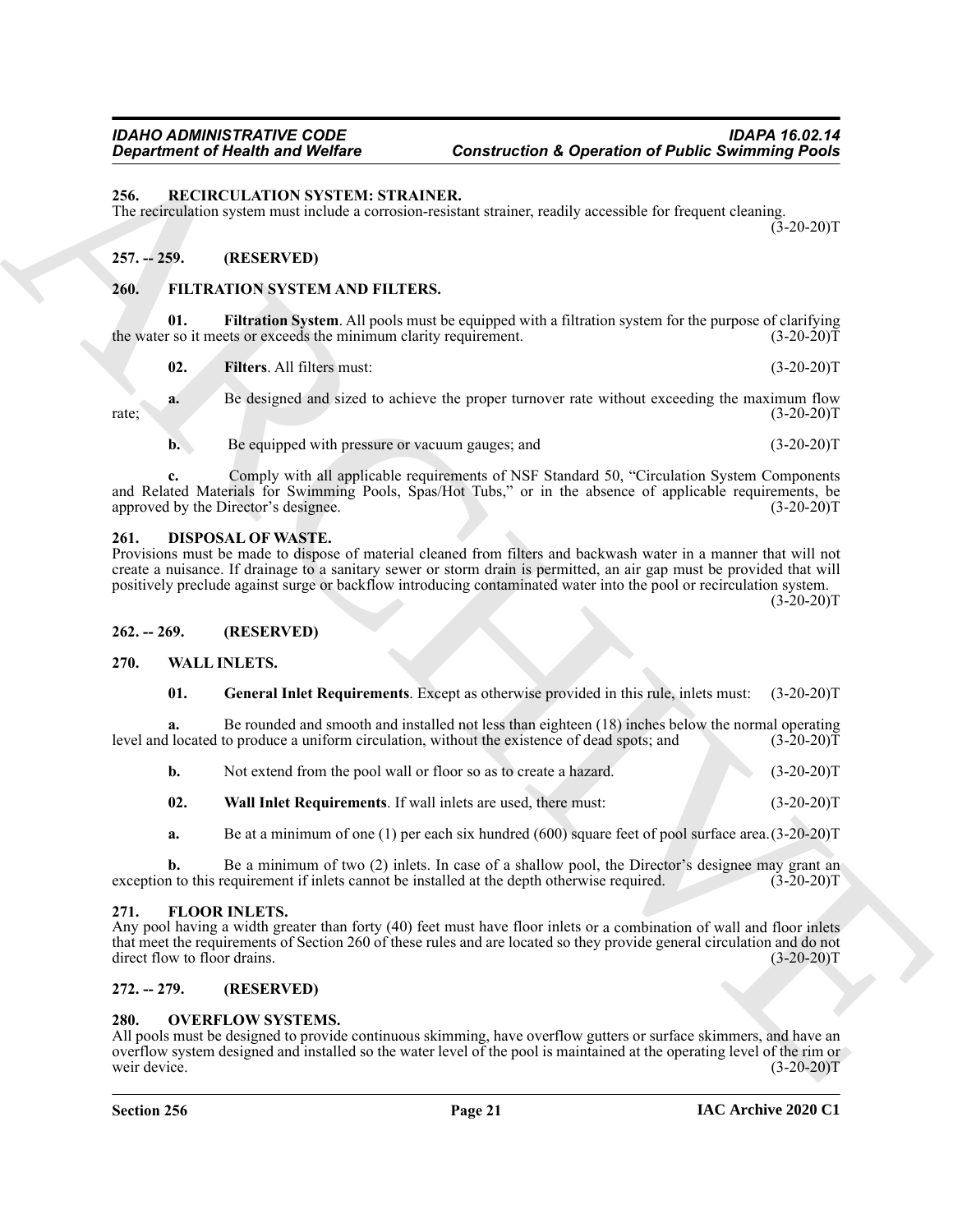## 256. RECIRCULATION SYSTEM: STRAINER.

The recirculation system must include a corrosion-resistant strainer, readily accessible for frequent cleaning. (3-20-20)T

## 257. -- 259. (RESERVED)

## 260. FILTRATION SYSTEM AND FILTERS.

**01. Filtration System**. All pools must be equipped with a filtration system for the purpose of clarifying the water so it meets or exceeds the minimum clarity requirement. (3-20-20)T

**02. Filters**. All filters must: (3-20-20)T

**a.** Be designed and sized to achieve the proper turnover rate without exceeding the maximum flow rate; (3-20-20)T

**b.** Be equipped with pressure or vacuum gauges; and (3-20-20)T

**c.** Comply with all applicable requirements of NSF Standard 50, "Circulation System Components and Related Materials for Swimming Pools, Spas/Hot Tubs," or in the absence of applicable requirements, be approved by the Director's designee. (3-20-20)T

## 261. DISPOSAL OF WASTE.

Provisions must be made to dispose of material cleaned from filters and backwash water in a manner that will not create a nuisance. If drainage to a sanitary sewer or storm drain is permitted, an air gap must be provided that will positively preclude against surge or backflow introducing contaminated water into the pool or recirculation system. (3-20-20)T

## 262. -- 269. (RESERVED)

## 270. WALL INLETS.

**01. General Inlet Requirements**. Except as otherwise provided in this rule, inlets must: (3-20-20)T

**a.** Be rounded and smooth and installed not less than eighteen (18) inches below the normal operating level and located to produce a uniform circulation, without the existence of dead spots; and (3-20-20)T

**b.** Not extend from the pool wall or floor so as to create a hazard. (3-20-20)T

**02. Wall Inlet Requirements**. If wall inlets are used, there must: (3-20-20)T

**a.** Be at a minimum of one (1) per each six hundred (600) square feet of pool surface area. (3-20-20)T

**b.** Be a minimum of two (2) inlets. In case of a shallow pool, the Director's designee may grant an exception to this requirement if inlets cannot be installed at the depth otherwise required. (3-20-20)T

## 271. FLOOR INLETS.

Any pool having a width greater than forty (40) feet must have floor inlets or a combination of wall and floor inlets that meet the requirements of Section 260 of these rules and are located so they provide general circulation and do not direct flow to floor drains. (3-20-20)T

## 272. -- 279. (RESERVED)

## 280. OVERFLOW SYSTEMS.

All pools must be designed to provide continuous skimming, have overflow gutters or surface skimmers, and have an overflow system designed and installed so the water level of the pool is maintained at the operating level of the rim or weir device. (3-20-20)T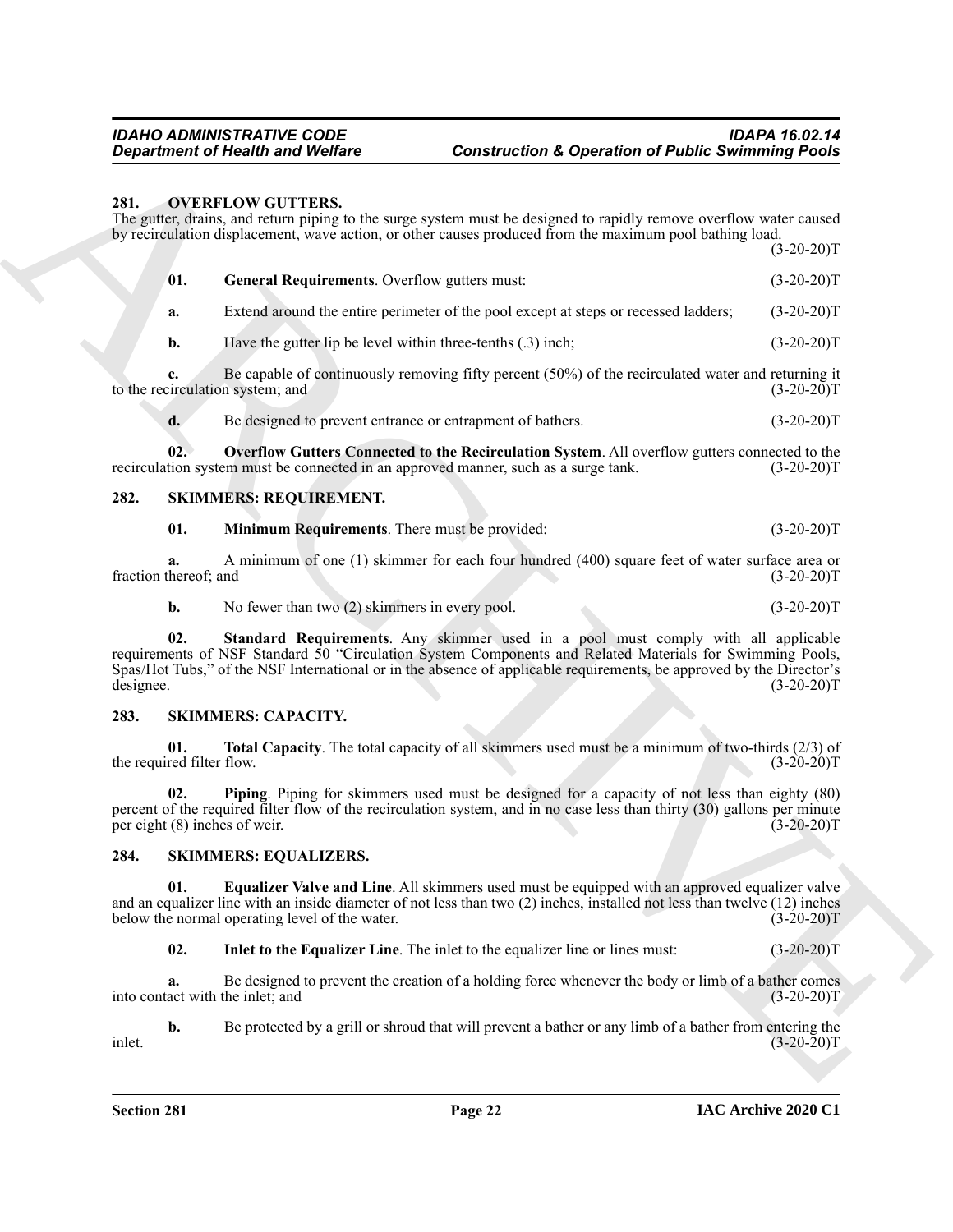### 281. OVERFLOW GUTTERS.

The gutter, drains, and return piping to the surge system must be designed to rapidly remove overflow water caused by recirculation displacement, wave action, or other causes produced from the maximum pool bathing load. (3-20-20)T

**01. General Requirements**. Overflow gutters must: (3-20-20)T

**a.** Extend around the entire perimeter of the pool except at steps or recessed ladders; (3-20-20)T

**b.** Have the gutter lip be level within three-tenths (.3) inch; (3-20-20)T

**c.** Be capable of continuously removing fifty percent (50%) of the recirculated water and returning it to the recirculation system; and (3-20-20)T

**d.** Be designed to prevent entrance or entrapment of bathers. (3-20-20)T

**02. Overflow Gutters Connected to the Recirculation System**. All overflow gutters connected to the recirculation system must be connected in an approved manner, such as a surge tank. (3-20-20)T

### 282. SKIMMERS: REQUIREMENT.

**01. Minimum Requirements**. There must be provided: (3-20-20)T

**a.** A minimum of one (1) skimmer for each four hundred (400) square feet of water surface area or fraction thereof; and (3-20-20)T

**b.** No fewer than two (2) skimmers in every pool. (3-20-20)T

**02. Standard Requirements**. Any skimmer used in a pool must comply with all applicable requirements of NSF Standard 50 "Circulation System Components and Related Materials for Swimming Pools, Spas/Hot Tubs," of the NSF International or in the absence of applicable requirements, be approved by the Director's designee. (3-20-20)T

### 283. SKIMMERS: CAPACITY.

**01. Total Capacity**. The total capacity of all skimmers used must be a minimum of two-thirds (2/3) of the required filter flow. (3-20-20)T

**02. Piping**. Piping for skimmers used must be designed for a capacity of not less than eighty (80) percent of the required filter flow of the recirculation system, and in no case less than thirty (30) gallons per minute per eight (8) inches of weir. (3-20-20)T

### 284. SKIMMERS: EQUALIZERS.

**01. Equalizer Valve and Line**. All skimmers used must be equipped with an approved equalizer valve and an equalizer line with an inside diameter of not less than two (2) inches, installed not less than twelve (12) inches below the normal operating level of the water. (3-20-20)T

**02. Inlet to the Equalizer Line**. The inlet to the equalizer line or lines must: (3-20-20)T

**a.** Be designed to prevent the creation of a holding force whenever the body or limb of a bather comes into contact with the inlet; and (3-20-20)T

**b.** Be protected by a grill or shroud that will prevent a bather or any limb of a bather from entering the inlet. (3-20-20)T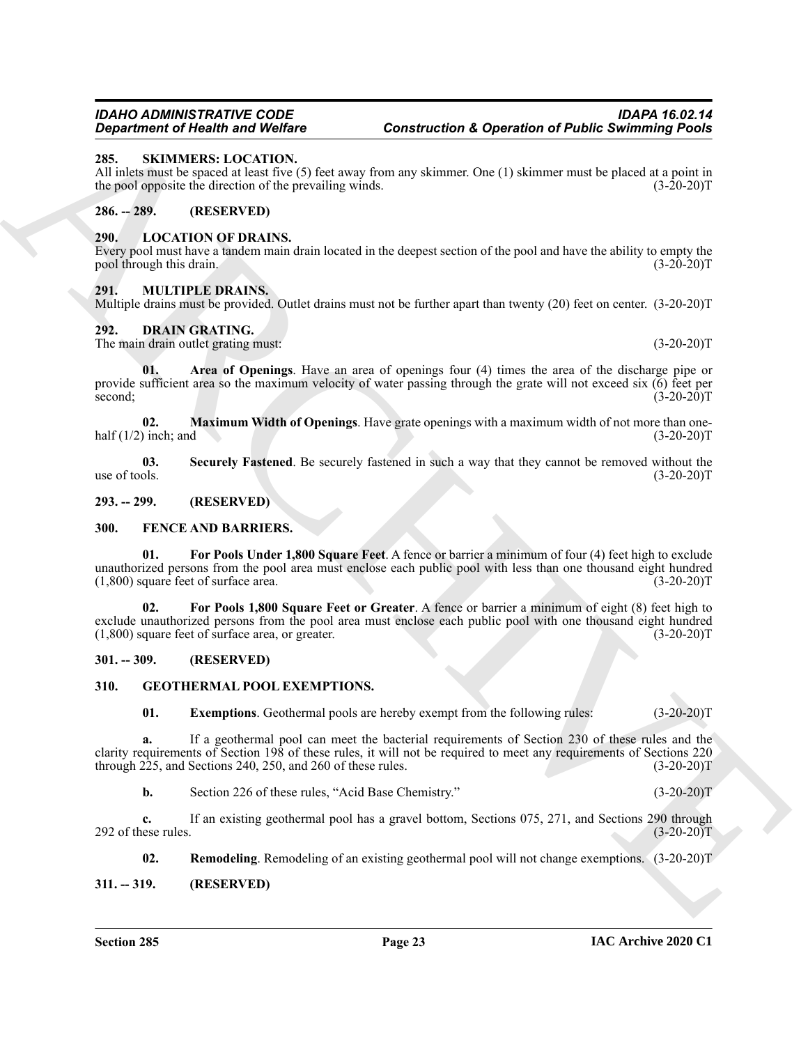### 285. SKIMMERS: LOCATION.

All inlets must be spaced at least five (5) feet away from any skimmer. One (1) skimmer must be placed at a point in the pool opposite the direction of the prevailing winds. (3-20-20)T

### 286. -- 289. (RESERVED)

### 290. LOCATION OF DRAINS.

Every pool must have a tandem main drain located in the deepest section of the pool and have the ability to empty the pool through this drain. (3-20-20)T

### 291. MULTIPLE DRAINS.

Multiple drains must be provided. Outlet drains must not be further apart than twenty (20) feet on center. (3-20-20)T

### 292. DRAIN GRATING.

The main drain outlet grating must: (3-20-20)T

**01. Area of Openings**. Have an area of openings four (4) times the area of the discharge pipe or provide sufficient area so the maximum velocity of water passing through the grate will not exceed six (6) feet per second; (3-20-20)T

**02. Maximum Width of Openings**. Have grate openings with a maximum width of not more than one-half (1/2) inch; and (3-20-20)T

**03. Securely Fastened**. Be securely fastened in such a way that they cannot be removed without the use of tools. (3-20-20)T

### 293. -- 299. (RESERVED)

### 300. FENCE AND BARRIERS.

**01. For Pools Under 1,800 Square Feet**. A fence or barrier a minimum of four (4) feet high to exclude unauthorized persons from the pool area must enclose each public pool with less than one thousand eight hundred (1,800) square feet of surface area. (3-20-20)T

**02. For Pools 1,800 Square Feet or Greater**. A fence or barrier a minimum of eight (8) feet high to exclude unauthorized persons from the pool area must enclose each public pool with one thousand eight hundred (1,800) square feet of surface area, or greater. (3-20-20)T

### 301. -- 309. (RESERVED)

### 310. GEOTHERMAL POOL EXEMPTIONS.

**01. Exemptions**. Geothermal pools are hereby exempt from the following rules: (3-20-20)T

**a.** If a geothermal pool can meet the bacterial requirements of Section 230 of these rules and the clarity requirements of Section 198 of these rules, it will not be required to meet any requirements of Sections 220 through 225, and Sections 240, 250, and 260 of these rules. (3-20-20)T

**b.** Section 226 of these rules, "Acid Base Chemistry." (3-20-20)T

**c.** If an existing geothermal pool has a gravel bottom, Sections 075, 271, and Sections 290 through 292 of these rules. (3-20-20)T

**02. Remodeling**. Remodeling of an existing geothermal pool will not change exemptions. (3-20-20)T

### 311. -- 319. (RESERVED)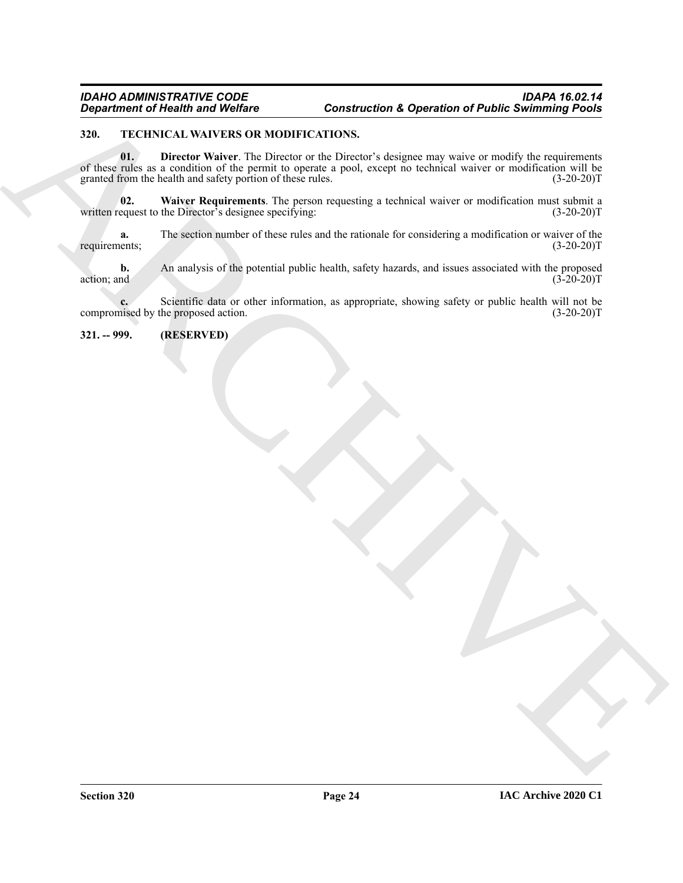## 320. TECHNICAL WAIVERS OR MODIFICATIONS.

**01. Director Waiver**. The Director or the Director's designee may waive or modify the requirements of these rules as a condition of the permit to operate a pool, except no technical waiver or modification will be granted from the health and safety portion of these rules. (3-20-20)T

**02. Waiver Requirements**. The person requesting a technical waiver or modification must submit a written request to the Director's designee specifying: (3-20-20)T

**a.** The section number of these rules and the rationale for considering a modification or waiver of the requirements; (3-20-20)T

**b.** An analysis of the potential public health, safety hazards, and issues associated with the proposed action; and (3-20-20)T

**c.** Scientific data or other information, as appropriate, showing safety or public health will not be compromised by the proposed action. (3-20-20)T

## 321. -- 999. (RESERVED)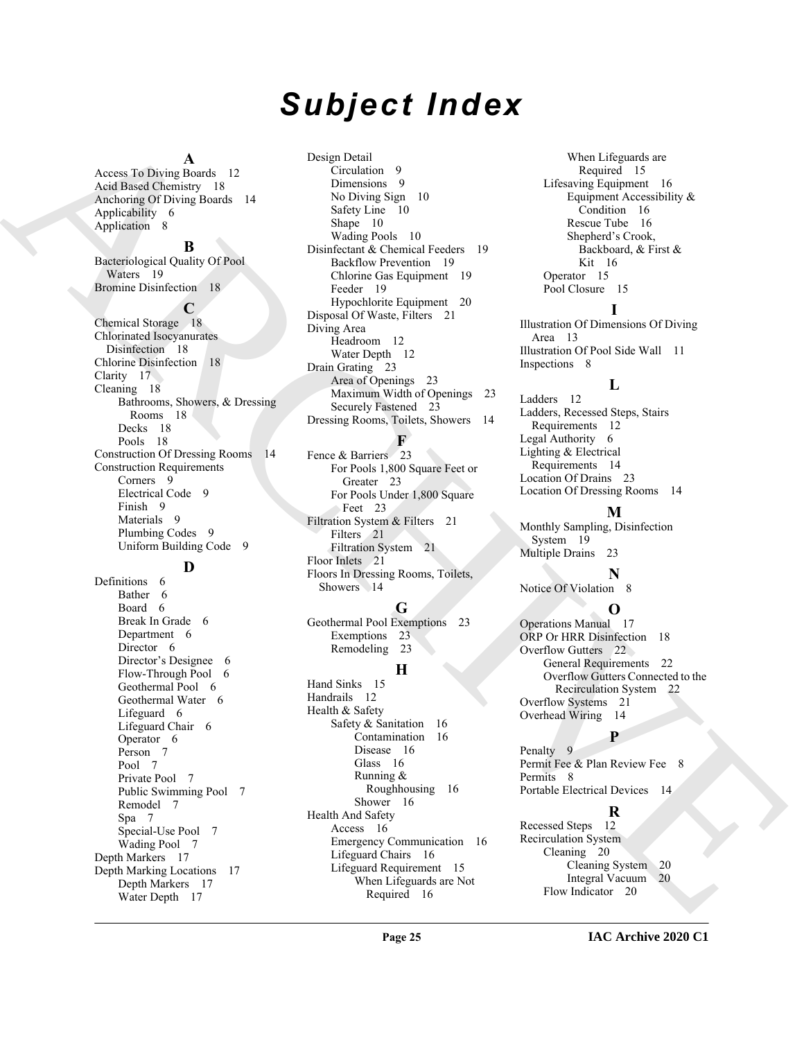# Subject Index

**A**

Access To Diving Boards 12
Acid Based Chemistry 18
Anchoring Of Diving Boards 14
Applicability 6
Application 8

**B**

Bacteriological Quality Of Pool Waters 19
Bromine Disinfection 18

**C**

Chemical Storage 18
Chlorinated Isocyanurates Disinfection 18
Chlorine Disinfection 18
Clarity 17
Cleaning 18
- Bathrooms, Showers, & Dressing Rooms 18
- Decks 18
- Pools 18

Construction Of Dressing Rooms 14
Construction Requirements
- Corners 9
- Electrical Code 9
- Finish 9
- Materials 9
- Plumbing Codes 9
- Uniform Building Code 9

**D**

Definitions 6
- Bather 6
- Board 6
- Break In Grade 6
- Department 6
- Director 6
- Director's Designee 6
- Flow-Through Pool 6
- Geothermal Pool 6
- Geothermal Water 6
- Lifeguard 6
- Lifeguard Chair 6
- Operator 6
- Person 7
- Pool 7
- Private Pool 7
- Public Swimming Pool 7
- Remodel 7
- Spa 7
- Special-Use Pool 7
- Wading Pool 7

Depth Markers 17
Depth Marking Locations 17
- Depth Markers 17
- Water Depth 17

Design Detail
- Circulation 9
- Dimensions 9
- No Diving Sign 10
- Safety Line 10
- Shape 10
- Wading Pools 10

Disinfectant & Chemical Feeders 19
- Backflow Prevention 19
- Chlorine Gas Equipment 19
- Feeder 19
- Hypochlorite Equipment 20

Disposal Of Waste, Filters 21
Diving Area
- Headroom 12
- Water Depth 12

Drain Grating 23
- Area of Openings 23
- Maximum Width of Openings 23
- Securely Fastened 23

Dressing Rooms, Toilets, Showers 14

**F**

Fence & Barriers 23
- For Pools 1,800 Square Feet or Greater 23
- For Pools Under 1,800 Square Feet 23

Filtration System & Filters 21
- Filters 21
- Filtration System 21

Floor Inlets 21
Floors In Dressing Rooms, Toilets, Showers 14

**G**

Geothermal Pool Exemptions 23
- Exemptions 23
- Remodeling 23

**H**

Hand Sinks 15
Handrails 12
Health & Safety
- Safety & Sanitation 16
  - Contamination 16
  - Disease 16
  - Glass 16
  - Running & Roughhousing 16
  - Shower 16

Health And Safety
- Access 16
- Emergency Communication 16
- Lifeguard Chairs 16
- Lifeguard Requirement 15
  - When Lifeguards are Not Required 16
  - When Lifeguards are Required 15
- Lifesaving Equipment 16
  - Equipment Accessibility & Condition 16
  - Rescue Tube 16
  - Shepherd's Crook, Backboard, & First & Kit 16
- Operator 15
- Pool Closure 15

**I**

Illustration Of Dimensions Of Diving Area 13
Illustration Of Pool Side Wall 11
Inspections 8

**L**

Ladders 12
Ladders, Recessed Steps, Stairs Requirements 12
Legal Authority 6
Lighting & Electrical Requirements 14
Location Of Drains 23
Location Of Dressing Rooms 14

**M**

Monthly Sampling, Disinfection System 19
Multiple Drains 23

**N**

Notice Of Violation 8

**O**

Operations Manual 17
ORP Or HRR Disinfection 18
Overflow Gutters 22
- General Requirements 22
- Overflow Gutters Connected to the Recirculation System 22

Overflow Systems 21
Overhead Wiring 14

**P**

Penalty 9
Permit Fee & Plan Review Fee 8
Permits 8
Portable Electrical Devices 14

**R**

Recessed Steps 12
Recirculation System
- Cleaning 20
  - Cleaning System 20
  - Integral Vacuum 20
- Flow Indicator 20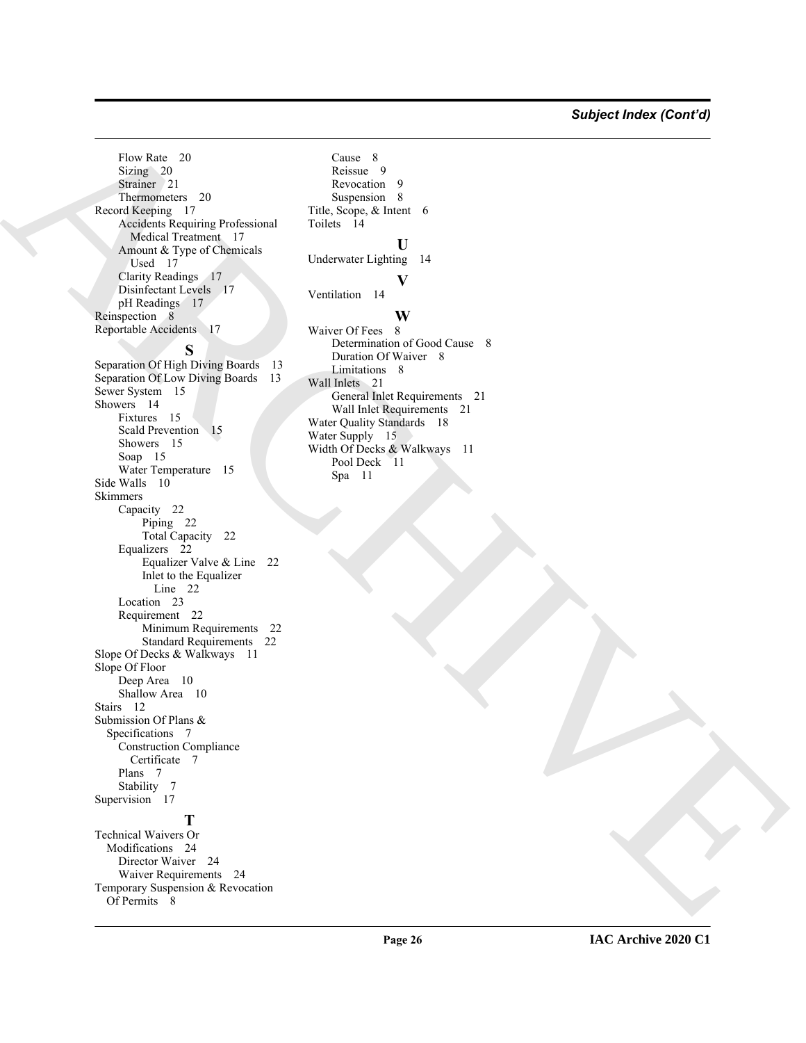## Subject Index (Cont'd)

Flow Rate 20
Sizing 20
Strainer 21
Thermometers 20
Record Keeping 17
Accidents Requiring Professional Medical Treatment 17
Amount & Type of Chemicals Used 17
Clarity Readings 17
Disinfectant Levels 17
pH Readings 17
Reinspection 8
Reportable Accidents 17

### S

Separation Of High Diving Boards 13
Separation Of Low Diving Boards 13
Sewer System 15
Showers 14
Fixtures 15
Scald Prevention 15
Showers 15
Soap 15
Water Temperature 15
Side Walls 10
Skimmers
Capacity 22
Piping 22
Total Capacity 22
Equalizers 22
Equalizer Valve & Line 22
Inlet to the Equalizer Line 22
Location 23
Requirement 22
Minimum Requirements 22
Standard Requirements 22
Slope Of Decks & Walkways 11
Slope Of Floor
Deep Area 10
Shallow Area 10
Stairs 12
Submission Of Plans & Specifications 7
Construction Compliance Certificate 7
Plans 7
Stability 7
Supervision 17

### T

Technical Waivers Or Modifications 24
Director Waiver 24
Waiver Requirements 24
Temporary Suspension & Revocation Of Permits 8
Cause 8
Reissue 9
Revocation 9
Suspension 8
Title, Scope, & Intent 6
Toilets 14

### U

Underwater Lighting 14

### V

Ventilation 14

### W

Waiver Of Fees 8
Determination of Good Cause 8
Duration Of Waiver 8
Limitations 8
Wall Inlets 21
General Inlet Requirements 21
Wall Inlet Requirements 21
Water Quality Standards 18
Water Supply 15
Width Of Decks & Walkways 11
Pool Deck 11
Spa 11